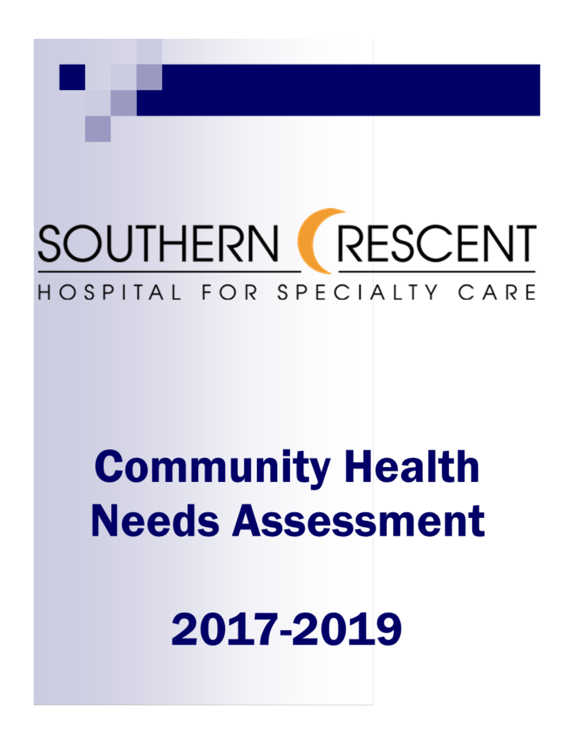SOUTHERN CRESCENT

HOSPITAL FOR SPECIALTY CARE

# Community Health Needs Assessment

# 2017-2019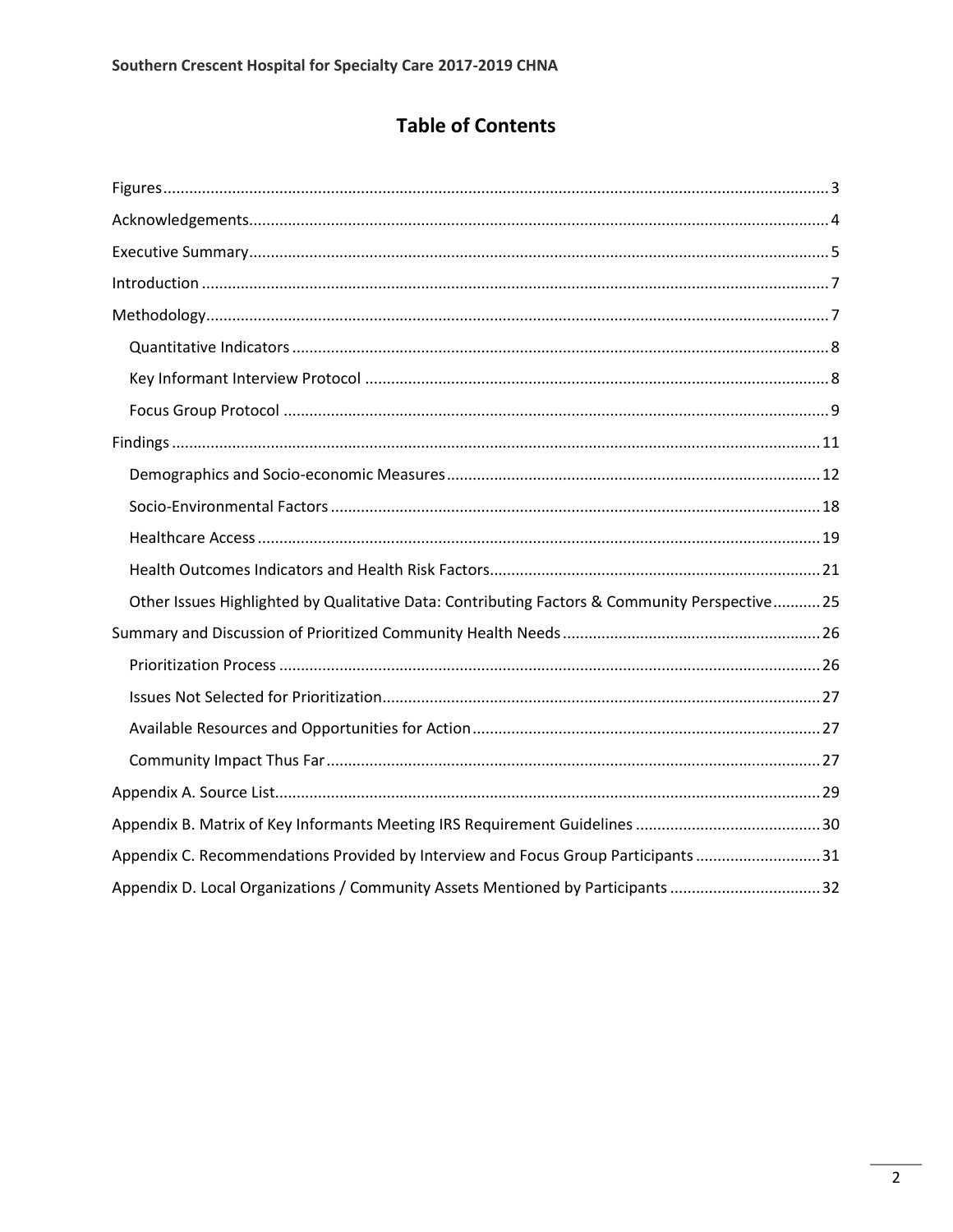# Table of Contents

- Figures ..... 3
- Acknowledgements ..... 4
- Executive Summary ..... 5
- Introduction ..... 7
- Methodology ..... 7
  - Quantitative Indicators ..... 8
  - Key Informant Interview Protocol ..... 8
  - Focus Group Protocol ..... 9
- Findings ..... 11
  - Demographics and Socio-economic Measures ..... 12
  - Socio-Environmental Factors ..... 18
  - Healthcare Access ..... 19
  - Health Outcomes Indicators and Health Risk Factors ..... 21
  - Other Issues Highlighted by Qualitative Data: Contributing Factors & Community Perspective ..... 25
- Summary and Discussion of Prioritized Community Health Needs ..... 26
  - Prioritization Process ..... 26
  - Issues Not Selected for Prioritization ..... 27
  - Available Resources and Opportunities for Action ..... 27
  - Community Impact Thus Far ..... 27
- Appendix A. Source List ..... 29
- Appendix B. Matrix of Key Informants Meeting IRS Requirement Guidelines ..... 30
- Appendix C. Recommendations Provided by Interview and Focus Group Participants ..... 31
- Appendix D. Local Organizations / Community Assets Mentioned by Participants ..... 32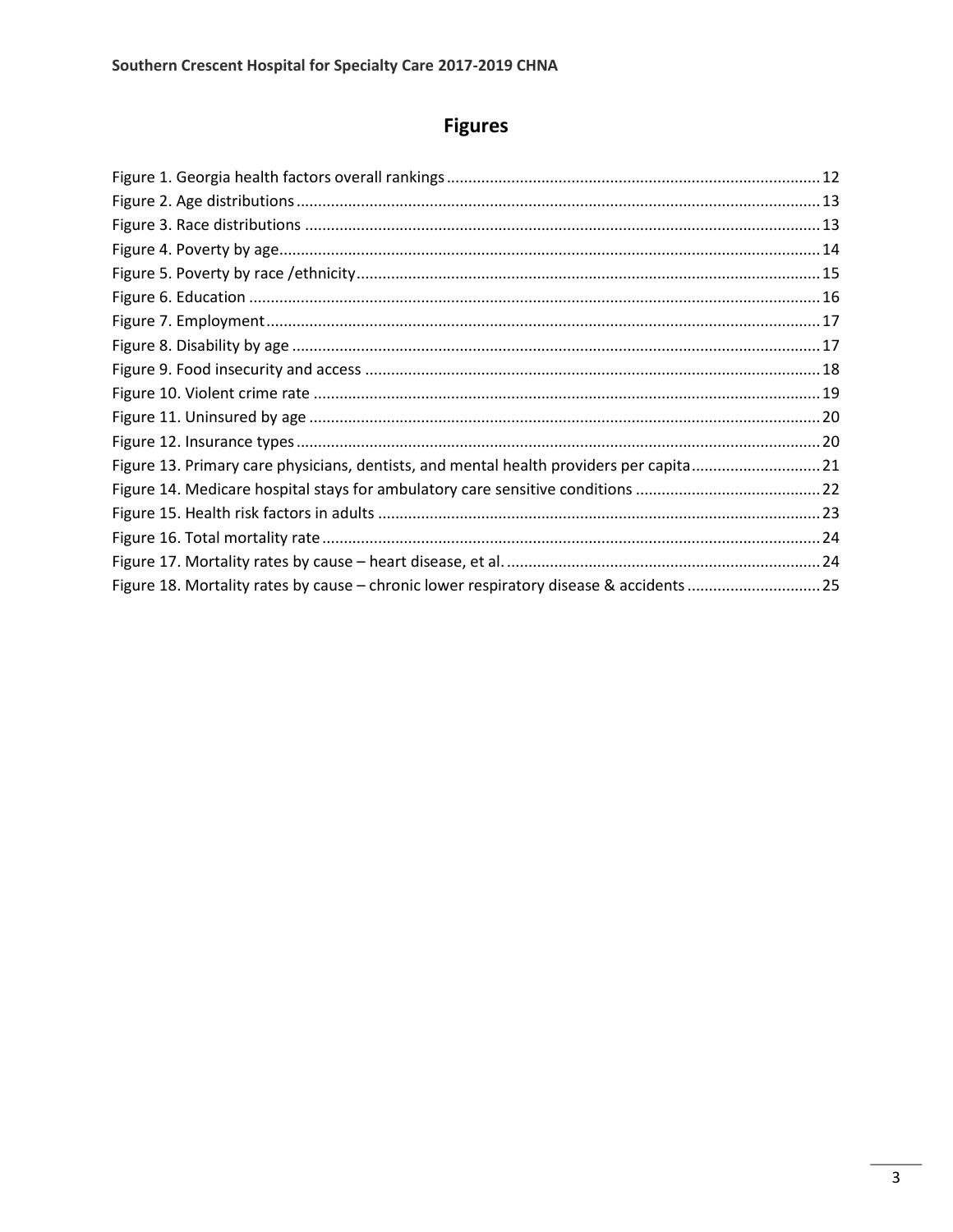# Figures

Figure 1. Georgia health factors overall rankings ........ 12
Figure 2. Age distributions ........ 13
Figure 3. Race distributions ........ 13
Figure 4. Poverty by age ........ 14
Figure 5. Poverty by race /ethnicity ........ 15
Figure 6. Education ........ 16
Figure 7. Employment ........ 17
Figure 8. Disability by age ........ 17
Figure 9. Food insecurity and access ........ 18
Figure 10. Violent crime rate ........ 19
Figure 11. Uninsured by age ........ 20
Figure 12. Insurance types ........ 20
Figure 13. Primary care physicians, dentists, and mental health providers per capita ........ 21
Figure 14. Medicare hospital stays for ambulatory care sensitive conditions ........ 22
Figure 15. Health risk factors in adults ........ 23
Figure 16. Total mortality rate ........ 24
Figure 17. Mortality rates by cause – heart disease, et al. ........ 24
Figure 18. Mortality rates by cause – chronic lower respiratory disease & accidents ........ 25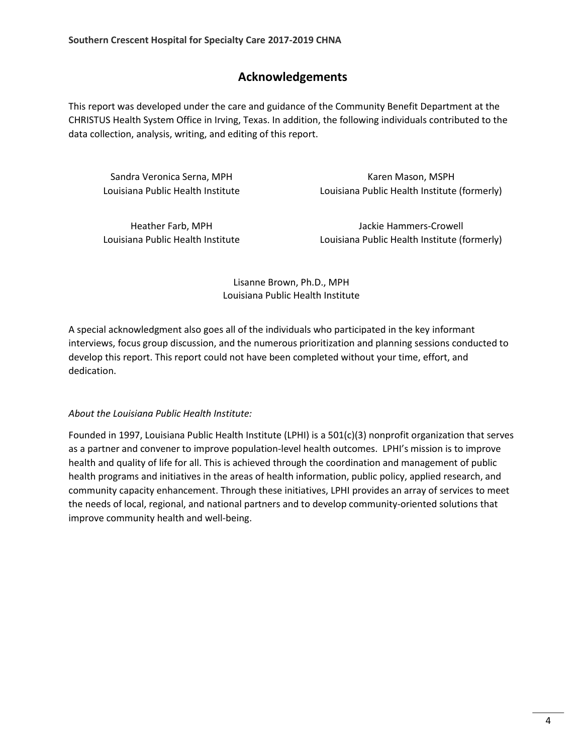## Acknowledgements

This report was developed under the care and guidance of the Community Benefit Department at the CHRISTUS Health System Office in Irving, Texas. In addition, the following individuals contributed to the data collection, analysis, writing, and editing of this report.

Sandra Veronica Serna, MPH
Louisiana Public Health Institute

Karen Mason, MSPH
Louisiana Public Health Institute (formerly)

Heather Farb, MPH
Louisiana Public Health Institute

Jackie Hammers-Crowell
Louisiana Public Health Institute (formerly)

Lisanne Brown, Ph.D., MPH
Louisiana Public Health Institute

A special acknowledgment also goes all of the individuals who participated in the key informant interviews, focus group discussion, and the numerous prioritization and planning sessions conducted to develop this report. This report could not have been completed without your time, effort, and dedication.

*About the Louisiana Public Health Institute:*

Founded in 1997, Louisiana Public Health Institute (LPHI) is a 501(c)(3) nonprofit organization that serves as a partner and convener to improve population-level health outcomes. LPHI's mission is to improve health and quality of life for all. This is achieved through the coordination and management of public health programs and initiatives in the areas of health information, public policy, applied research, and community capacity enhancement. Through these initiatives, LPHI provides an array of services to meet the needs of local, regional, and national partners and to develop community-oriented solutions that improve community health and well-being.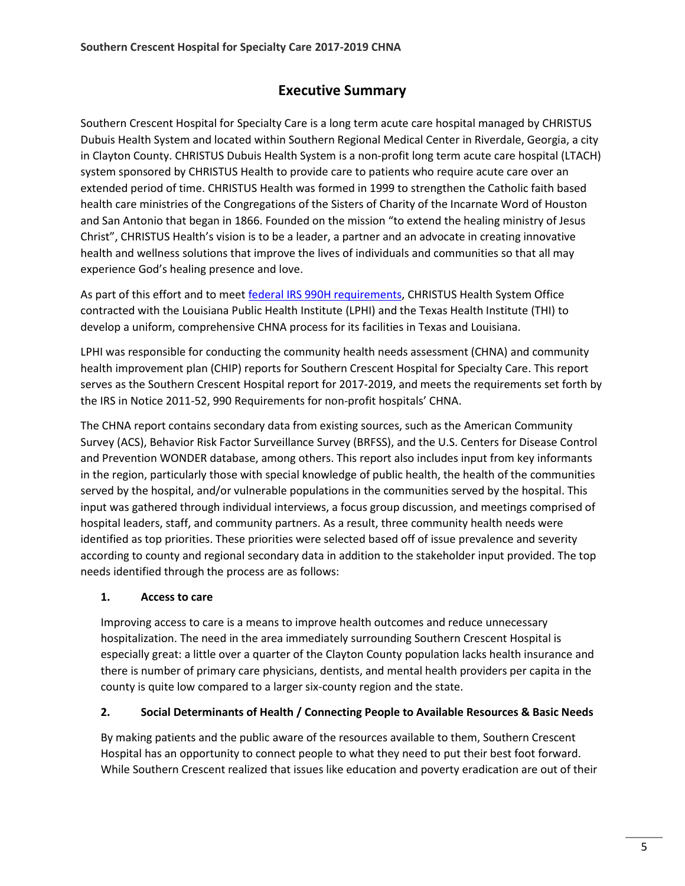## Executive Summary

Southern Crescent Hospital for Specialty Care is a long term acute care hospital managed by CHRISTUS Dubuis Health System and located within Southern Regional Medical Center in Riverdale, Georgia, a city in Clayton County. CHRISTUS Dubuis Health System is a non-profit long term acute care hospital (LTACH) system sponsored by CHRISTUS Health to provide care to patients who require acute care over an extended period of time. CHRISTUS Health was formed in 1999 to strengthen the Catholic faith based health care ministries of the Congregations of the Sisters of Charity of the Incarnate Word of Houston and San Antonio that began in 1866. Founded on the mission "to extend the healing ministry of Jesus Christ", CHRISTUS Health's vision is to be a leader, a partner and an advocate in creating innovative health and wellness solutions that improve the lives of individuals and communities so that all may experience God's healing presence and love.

As part of this effort and to meet federal IRS 990H requirements, CHRISTUS Health System Office contracted with the Louisiana Public Health Institute (LPHI) and the Texas Health Institute (THI) to develop a uniform, comprehensive CHNA process for its facilities in Texas and Louisiana.

LPHI was responsible for conducting the community health needs assessment (CHNA) and community health improvement plan (CHIP) reports for Southern Crescent Hospital for Specialty Care. This report serves as the Southern Crescent Hospital report for 2017-2019, and meets the requirements set forth by the IRS in Notice 2011-52, 990 Requirements for non-profit hospitals' CHNA.

The CHNA report contains secondary data from existing sources, such as the American Community Survey (ACS), Behavior Risk Factor Surveillance Survey (BRFSS), and the U.S. Centers for Disease Control and Prevention WONDER database, among others. This report also includes input from key informants in the region, particularly those with special knowledge of public health, the health of the communities served by the hospital, and/or vulnerable populations in the communities served by the hospital. This input was gathered through individual interviews, a focus group discussion, and meetings comprised of hospital leaders, staff, and community partners. As a result, three community health needs were identified as top priorities. These priorities were selected based off of issue prevalence and severity according to county and regional secondary data in addition to the stakeholder input provided. The top needs identified through the process are as follows:

1. **Access to care**

   Improving access to care is a means to improve health outcomes and reduce unnecessary hospitalization. The need in the area immediately surrounding Southern Crescent Hospital is especially great: a little over a quarter of the Clayton County population lacks health insurance and there is number of primary care physicians, dentists, and mental health providers per capita in the county is quite low compared to a larger six-county region and the state.

2. **Social Determinants of Health / Connecting People to Available Resources & Basic Needs**

   By making patients and the public aware of the resources available to them, Southern Crescent Hospital has an opportunity to connect people to what they need to put their best foot forward. While Southern Crescent realized that issues like education and poverty eradication are out of their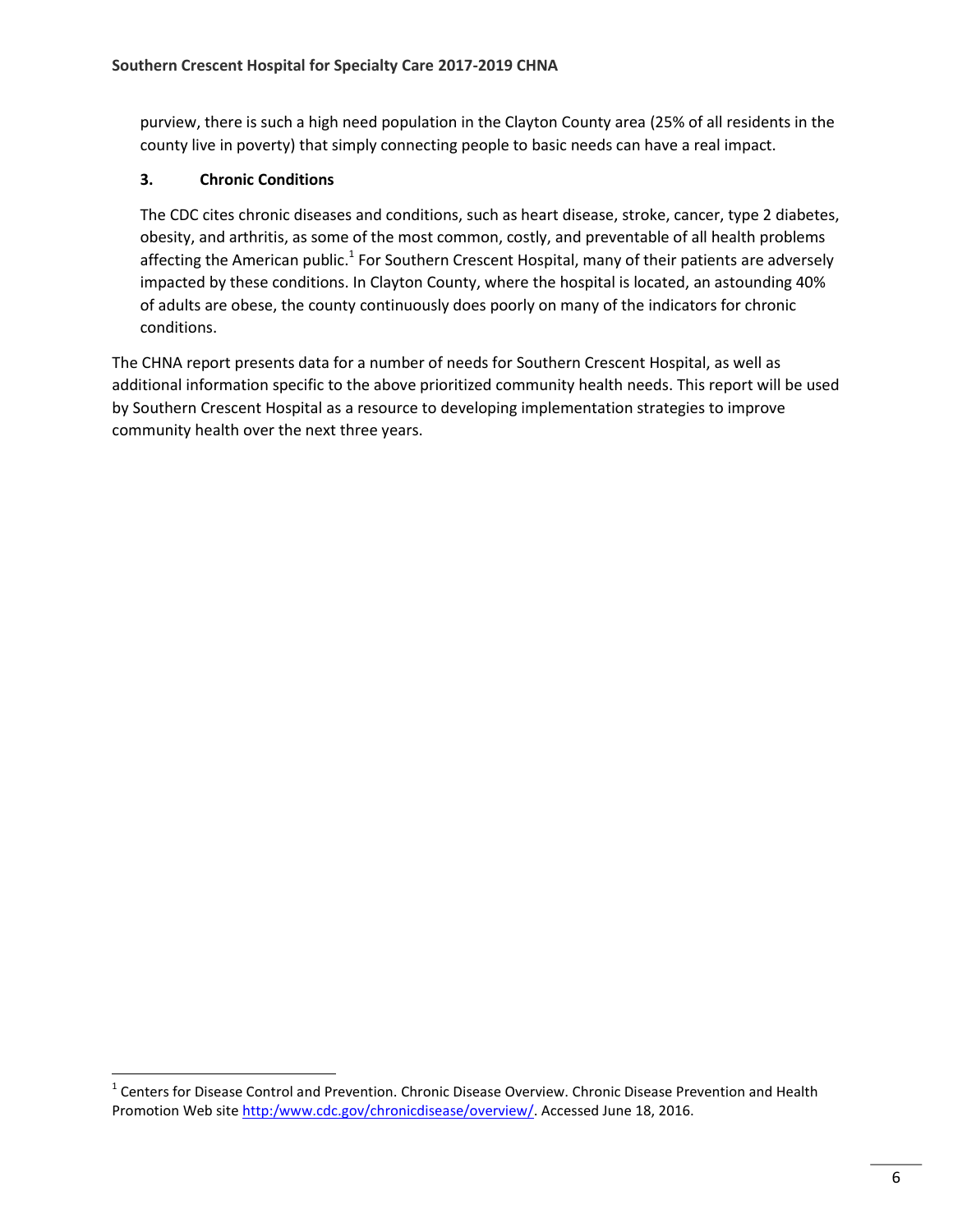purview, there is such a high need population in the Clayton County area (25% of all residents in the county live in poverty) that simply connecting people to basic needs can have a real impact.

### 3. Chronic Conditions

The CDC cites chronic diseases and conditions, such as heart disease, stroke, cancer, type 2 diabetes, obesity, and arthritis, as some of the most common, costly, and preventable of all health problems affecting the American public.[1] For Southern Crescent Hospital, many of their patients are adversely impacted by these conditions. In Clayton County, where the hospital is located, an astounding 40% of adults are obese, the county continuously does poorly on many of the indicators for chronic conditions.

The CHNA report presents data for a number of needs for Southern Crescent Hospital, as well as additional information specific to the above prioritized community health needs. This report will be used by Southern Crescent Hospital as a resource to developing implementation strategies to improve community health over the next three years.

---

[1] Centers for Disease Control and Prevention. Chronic Disease Overview. Chronic Disease Prevention and Health Promotion Web site http:/www.cdc.gov/chronicdisease/overview/. Accessed June 18, 2016.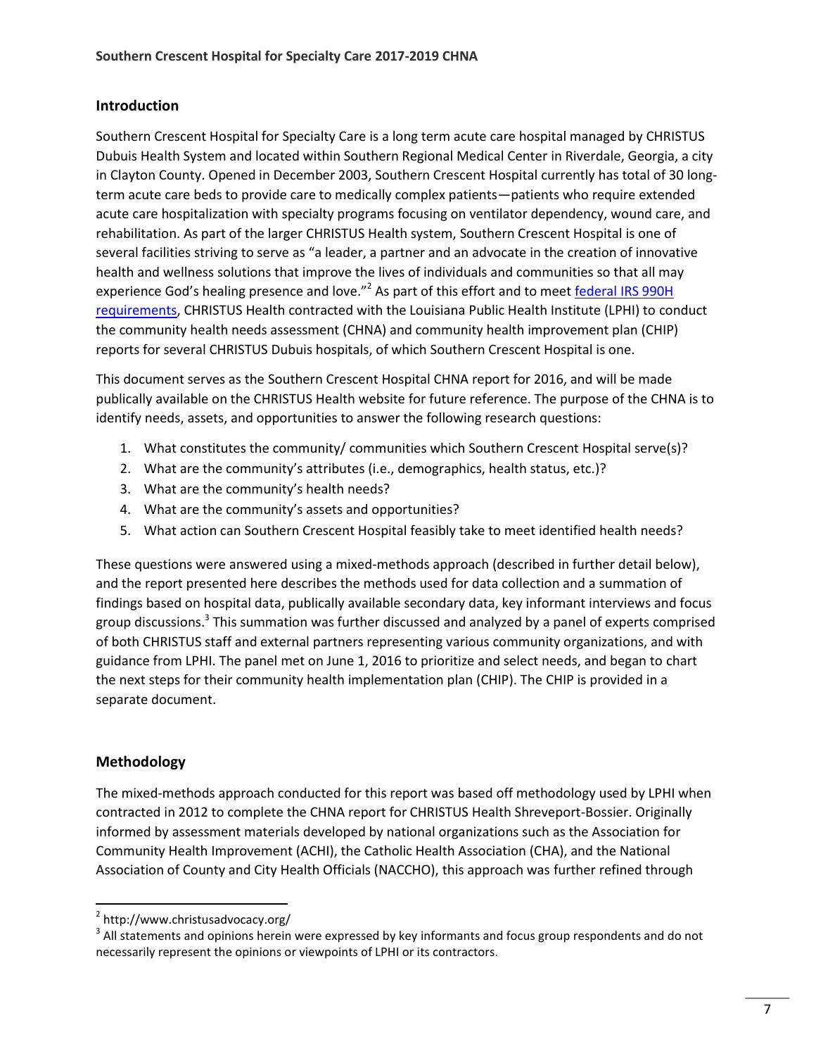## Introduction

Southern Crescent Hospital for Specialty Care is a long term acute care hospital managed by CHRISTUS Dubuis Health System and located within Southern Regional Medical Center in Riverdale, Georgia, a city in Clayton County. Opened in December 2003, Southern Crescent Hospital currently has total of 30 long-term acute care beds to provide care to medically complex patients—patients who require extended acute care hospitalization with specialty programs focusing on ventilator dependency, wound care, and rehabilitation. As part of the larger CHRISTUS Health system, Southern Crescent Hospital is one of several facilities striving to serve as "a leader, a partner and an advocate in the creation of innovative health and wellness solutions that improve the lives of individuals and communities so that all may experience God's healing presence and love."[2] As part of this effort and to meet federal IRS 990H requirements, CHRISTUS Health contracted with the Louisiana Public Health Institute (LPHI) to conduct the community health needs assessment (CHNA) and community health improvement plan (CHIP) reports for several CHRISTUS Dubuis hospitals, of which Southern Crescent Hospital is one.

This document serves as the Southern Crescent Hospital CHNA report for 2016, and will be made publically available on the CHRISTUS Health website for future reference. The purpose of the CHNA is to identify needs, assets, and opportunities to answer the following research questions:

1. What constitutes the community/ communities which Southern Crescent Hospital serve(s)?
2. What are the community's attributes (i.e., demographics, health status, etc.)?
3. What are the community's health needs?
4. What are the community's assets and opportunities?
5. What action can Southern Crescent Hospital feasibly take to meet identified health needs?

These questions were answered using a mixed-methods approach (described in further detail below), and the report presented here describes the methods used for data collection and a summation of findings based on hospital data, publically available secondary data, key informant interviews and focus group discussions.[3] This summation was further discussed and analyzed by a panel of experts comprised of both CHRISTUS staff and external partners representing various community organizations, and with guidance from LPHI. The panel met on June 1, 2016 to prioritize and select needs, and began to chart the next steps for their community health implementation plan (CHIP). The CHIP is provided in a separate document.

## Methodology

The mixed-methods approach conducted for this report was based off methodology used by LPHI when contracted in 2012 to complete the CHNA report for CHRISTUS Health Shreveport-Bossier. Originally informed by assessment materials developed by national organizations such as the Association for Community Health Improvement (ACHI), the Catholic Health Association (CHA), and the National Association of County and City Health Officials (NACCHO), this approach was further refined through

[2] http://www.christusadvocacy.org/

[3] All statements and opinions herein were expressed by key informants and focus group respondents and do not necessarily represent the opinions or viewpoints of LPHI or its contractors.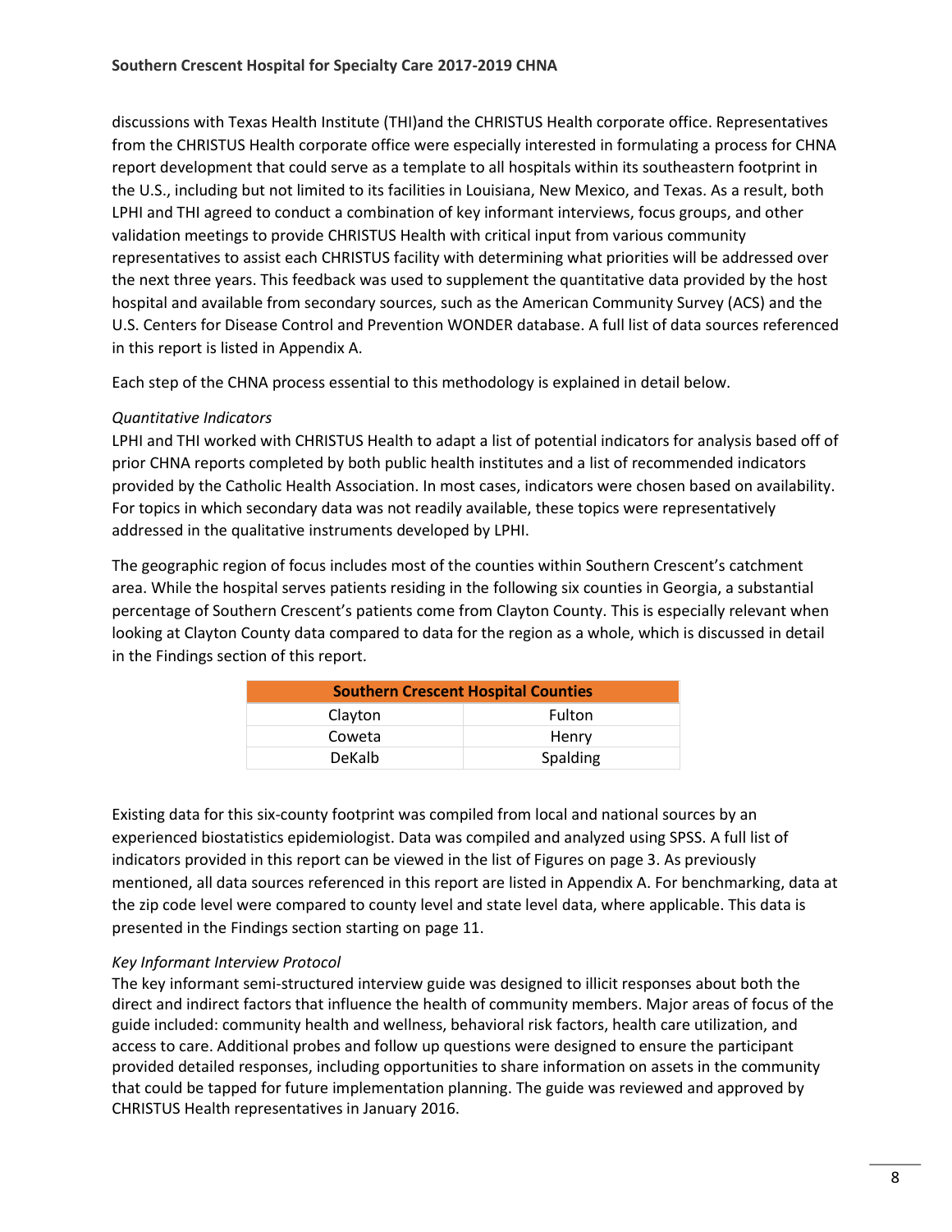discussions with Texas Health Institute (THI)and the CHRISTUS Health corporate office. Representatives from the CHRISTUS Health corporate office were especially interested in formulating a process for CHNA report development that could serve as a template to all hospitals within its southeastern footprint in the U.S., including but not limited to its facilities in Louisiana, New Mexico, and Texas. As a result, both LPHI and THI agreed to conduct a combination of key informant interviews, focus groups, and other validation meetings to provide CHRISTUS Health with critical input from various community representatives to assist each CHRISTUS facility with determining what priorities will be addressed over the next three years. This feedback was used to supplement the quantitative data provided by the host hospital and available from secondary sources, such as the American Community Survey (ACS) and the U.S. Centers for Disease Control and Prevention WONDER database. A full list of data sources referenced in this report is listed in Appendix A.

Each step of the CHNA process essential to this methodology is explained in detail below.

*Quantitative Indicators*

LPHI and THI worked with CHRISTUS Health to adapt a list of potential indicators for analysis based off of prior CHNA reports completed by both public health institutes and a list of recommended indicators provided by the Catholic Health Association. In most cases, indicators were chosen based on availability. For topics in which secondary data was not readily available, these topics were representatively addressed in the qualitative instruments developed by LPHI.

The geographic region of focus includes most of the counties within Southern Crescent's catchment area. While the hospital serves patients residing in the following six counties in Georgia, a substantial percentage of Southern Crescent's patients come from Clayton County. This is especially relevant when looking at Clayton County data compared to data for the region as a whole, which is discussed in detail in the Findings section of this report.

| Southern Crescent Hospital Counties | |
|---|---|
| Clayton | Fulton |
| Coweta | Henry |
| DeKalb | Spalding |

Existing data for this six-county footprint was compiled from local and national sources by an experienced biostatistics epidemiologist. Data was compiled and analyzed using SPSS. A full list of indicators provided in this report can be viewed in the list of Figures on page 3. As previously mentioned, all data sources referenced in this report are listed in Appendix A. For benchmarking, data at the zip code level were compared to county level and state level data, where applicable. This data is presented in the Findings section starting on page 11.

*Key Informant Interview Protocol*

The key informant semi-structured interview guide was designed to illicit responses about both the direct and indirect factors that influence the health of community members. Major areas of focus of the guide included: community health and wellness, behavioral risk factors, health care utilization, and access to care. Additional probes and follow up questions were designed to ensure the participant provided detailed responses, including opportunities to share information on assets in the community that could be tapped for future implementation planning. The guide was reviewed and approved by CHRISTUS Health representatives in January 2016.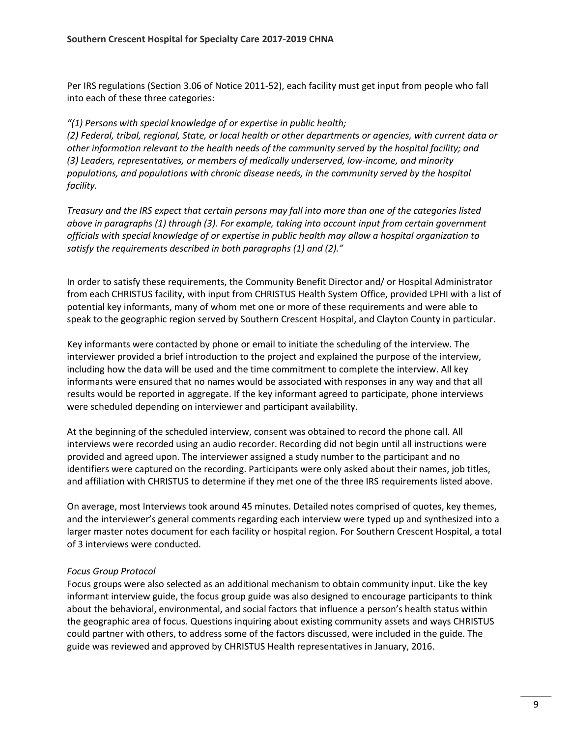Per IRS regulations (Section 3.06 of Notice 2011-52), each facility must get input from people who fall into each of these three categories:

*"(1) Persons with special knowledge of or expertise in public health;*
*(2) Federal, tribal, regional, State, or local health or other departments or agencies, with current data or other information relevant to the health needs of the community served by the hospital facility; and*
*(3) Leaders, representatives, or members of medically underserved, low-income, and minority populations, and populations with chronic disease needs, in the community served by the hospital facility.*

*Treasury and the IRS expect that certain persons may fall into more than one of the categories listed above in paragraphs (1) through (3). For example, taking into account input from certain government officials with special knowledge of or expertise in public health may allow a hospital organization to satisfy the requirements described in both paragraphs (1) and (2)."*

In order to satisfy these requirements, the Community Benefit Director and/ or Hospital Administrator from each CHRISTUS facility, with input from CHRISTUS Health System Office, provided LPHI with a list of potential key informants, many of whom met one or more of these requirements and were able to speak to the geographic region served by Southern Crescent Hospital, and Clayton County in particular.

Key informants were contacted by phone or email to initiate the scheduling of the interview. The interviewer provided a brief introduction to the project and explained the purpose of the interview, including how the data will be used and the time commitment to complete the interview. All key informants were ensured that no names would be associated with responses in any way and that all results would be reported in aggregate. If the key informant agreed to participate, phone interviews were scheduled depending on interviewer and participant availability.

At the beginning of the scheduled interview, consent was obtained to record the phone call. All interviews were recorded using an audio recorder. Recording did not begin until all instructions were provided and agreed upon. The interviewer assigned a study number to the participant and no identifiers were captured on the recording. Participants were only asked about their names, job titles, and affiliation with CHRISTUS to determine if they met one of the three IRS requirements listed above.

On average, most Interviews took around 45 minutes. Detailed notes comprised of quotes, key themes, and the interviewer's general comments regarding each interview were typed up and synthesized into a larger master notes document for each facility or hospital region. For Southern Crescent Hospital, a total of 3 interviews were conducted.

*Focus Group Protocol*

Focus groups were also selected as an additional mechanism to obtain community input. Like the key informant interview guide, the focus group guide was also designed to encourage participants to think about the behavioral, environmental, and social factors that influence a person's health status within the geographic area of focus. Questions inquiring about existing community assets and ways CHRISTUS could partner with others, to address some of the factors discussed, were included in the guide. The guide was reviewed and approved by CHRISTUS Health representatives in January, 2016.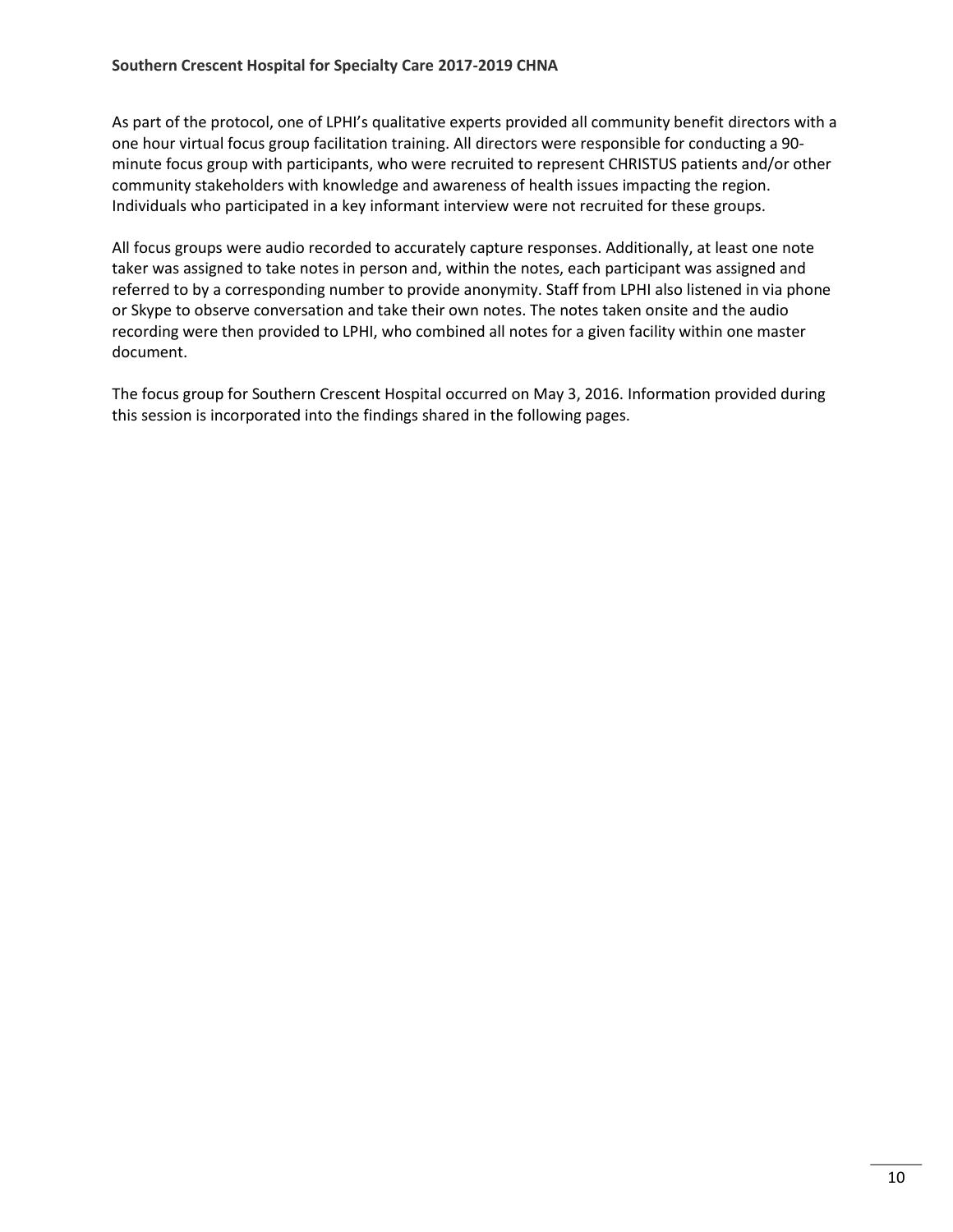As part of the protocol, one of LPHI's qualitative experts provided all community benefit directors with a one hour virtual focus group facilitation training. All directors were responsible for conducting a 90-minute focus group with participants, who were recruited to represent CHRISTUS patients and/or other community stakeholders with knowledge and awareness of health issues impacting the region. Individuals who participated in a key informant interview were not recruited for these groups.

All focus groups were audio recorded to accurately capture responses. Additionally, at least one note taker was assigned to take notes in person and, within the notes, each participant was assigned and referred to by a corresponding number to provide anonymity. Staff from LPHI also listened in via phone or Skype to observe conversation and take their own notes. The notes taken onsite and the audio recording were then provided to LPHI, who combined all notes for a given facility within one master document.

The focus group for Southern Crescent Hospital occurred on May 3, 2016. Information provided during this session is incorporated into the findings shared in the following pages.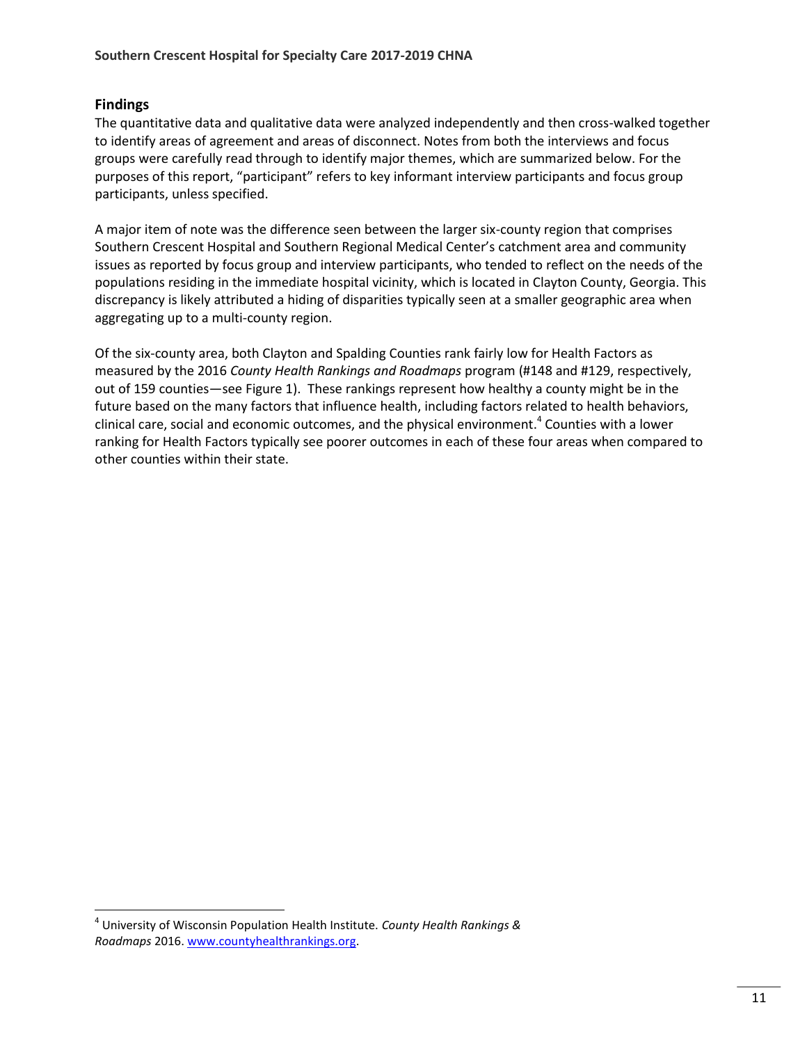## Findings

The quantitative data and qualitative data were analyzed independently and then cross-walked together to identify areas of agreement and areas of disconnect. Notes from both the interviews and focus groups were carefully read through to identify major themes, which are summarized below. For the purposes of this report, "participant" refers to key informant interview participants and focus group participants, unless specified.

A major item of note was the difference seen between the larger six-county region that comprises Southern Crescent Hospital and Southern Regional Medical Center's catchment area and community issues as reported by focus group and interview participants, who tended to reflect on the needs of the populations residing in the immediate hospital vicinity, which is located in Clayton County, Georgia. This discrepancy is likely attributed a hiding of disparities typically seen at a smaller geographic area when aggregating up to a multi-county region.

Of the six-county area, both Clayton and Spalding Counties rank fairly low for Health Factors as measured by the 2016 *County Health Rankings and Roadmaps* program (#148 and #129, respectively, out of 159 counties—see Figure 1). These rankings represent how healthy a county might be in the future based on the many factors that influence health, including factors related to health behaviors, clinical care, social and economic outcomes, and the physical environment.[4] Counties with a lower ranking for Health Factors typically see poorer outcomes in each of these four areas when compared to other counties within their state.

---

[4] University of Wisconsin Population Health Institute. *County Health Rankings & Roadmaps* 2016. www.countyhealthrankings.org.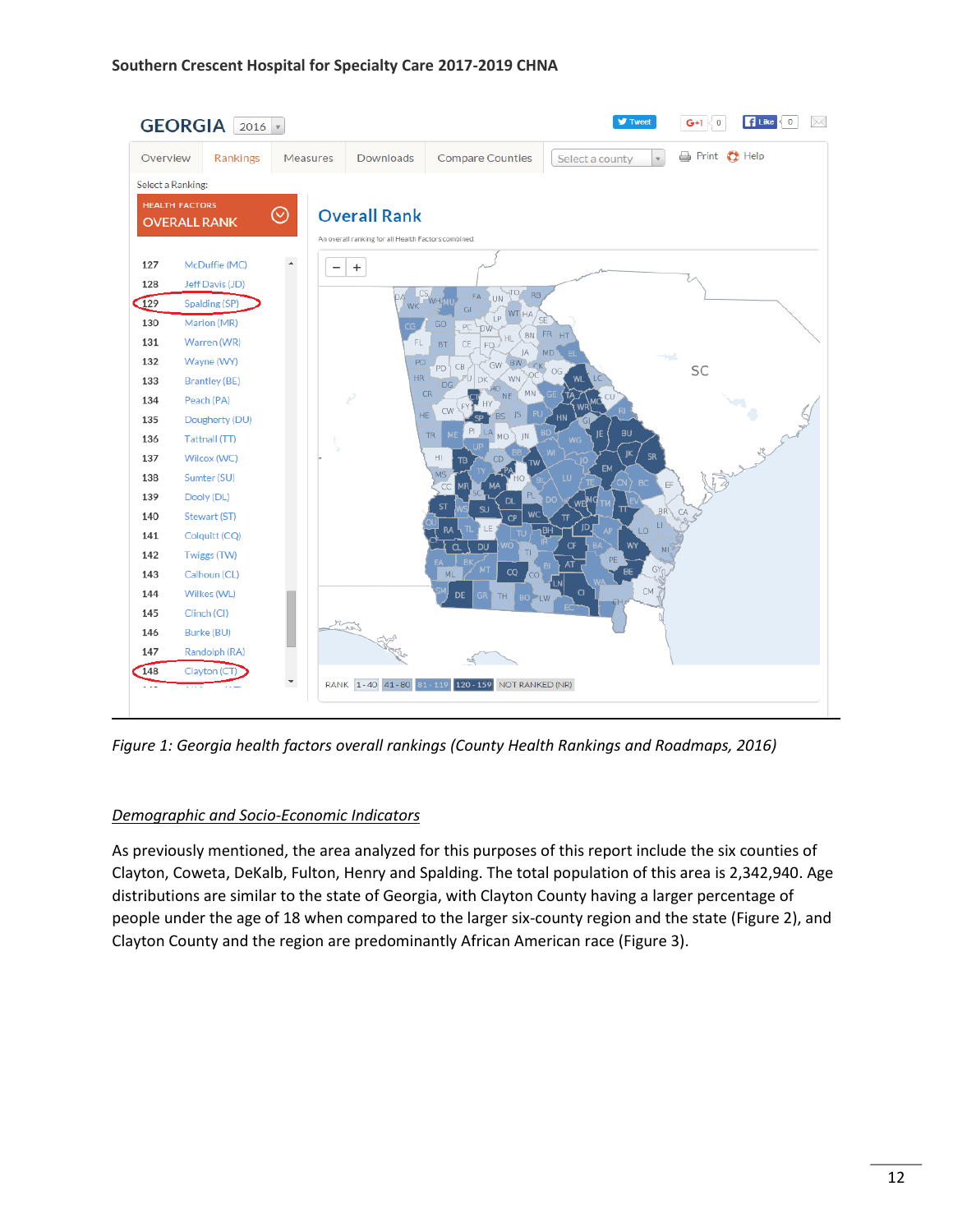Figure 1: Georgia health factors overall rankings (County Health Rankings and Roadmaps, 2016)

*Figure 1: Georgia health factors overall rankings (County Health Rankings and Roadmaps, 2016)*

## *Demographic and Socio-Economic Indicators*

As previously mentioned, the area analyzed for this purposes of this report include the six counties of Clayton, Coweta, DeKalb, Fulton, Henry and Spalding. The total population of this area is 2,342,940. Age distributions are similar to the state of Georgia, with Clayton County having a larger percentage of people under the age of 18 when compared to the larger six-county region and the state (Figure 2), and Clayton County and the region are predominantly African American race (Figure 3).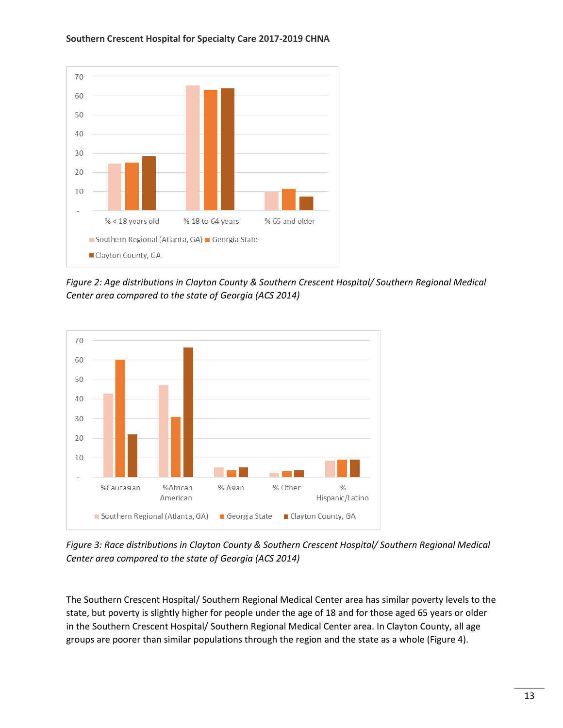Figure 2: Age distributions in Clayton County & Southern Crescent Hospital/ Southern Regional Medical Center area compared to the state of Georgia (ACS 2014)

Figure 3: Race distributions in Clayton County & Southern Crescent Hospital/ Southern Regional Medical Center area compared to the state of Georgia (ACS 2014)

The Southern Crescent Hospital/ Southern Regional Medical Center area has similar poverty levels to the state, but poverty is slightly higher for people under the age of 18 and for those aged 65 years or older in the Southern Crescent Hospital/ Southern Regional Medical Center area. In Clayton County, all age groups are poorer than similar populations through the region and the state as a whole (Figure 4).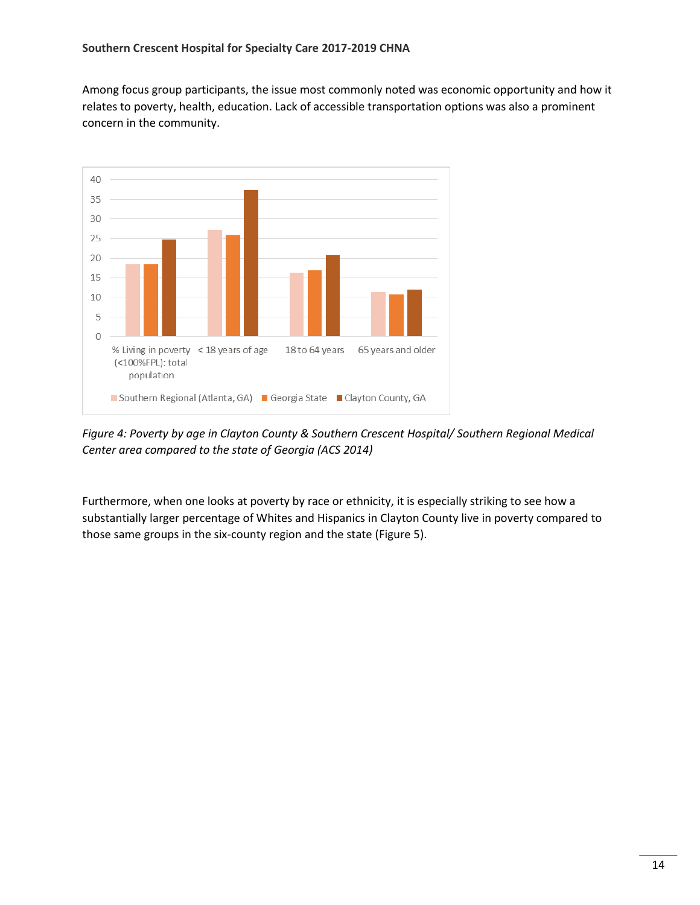Among focus group participants, the issue most commonly noted was economic opportunity and how it relates to poverty, health, education. Lack of accessible transportation options was also a prominent concern in the community.

*Figure 4: Poverty by age in Clayton County & Southern Crescent Hospital/ Southern Regional Medical Center area compared to the state of Georgia (ACS 2014)*

Furthermore, when one looks at poverty by race or ethnicity, it is especially striking to see how a substantially larger percentage of Whites and Hispanics in Clayton County live in poverty compared to those same groups in the six-county region and the state (Figure 5).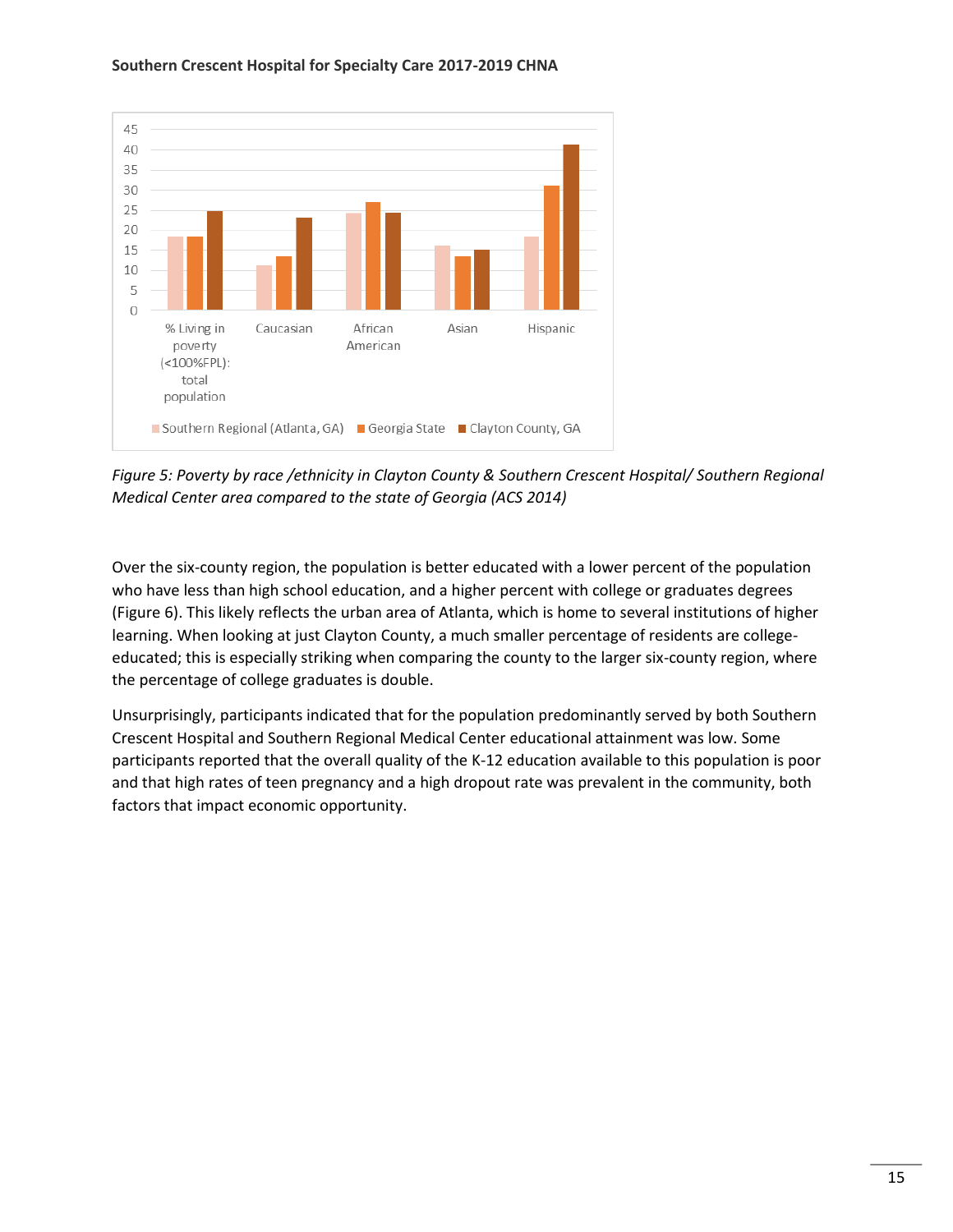Figure 5: Poverty by race /ethnicity in Clayton County & Southern Crescent Hospital/ Southern Regional Medical Center area compared to the state of Georgia (ACS 2014)

Over the six-county region, the population is better educated with a lower percent of the population who have less than high school education, and a higher percent with college or graduates degrees (Figure 6). This likely reflects the urban area of Atlanta, which is home to several institutions of higher learning. When looking at just Clayton County, a much smaller percentage of residents are college-educated; this is especially striking when comparing the county to the larger six-county region, where the percentage of college graduates is double.

Unsurprisingly, participants indicated that for the population predominantly served by both Southern Crescent Hospital and Southern Regional Medical Center educational attainment was low. Some participants reported that the overall quality of the K-12 education available to this population is poor and that high rates of teen pregnancy and a high dropout rate was prevalent in the community, both factors that impact economic opportunity.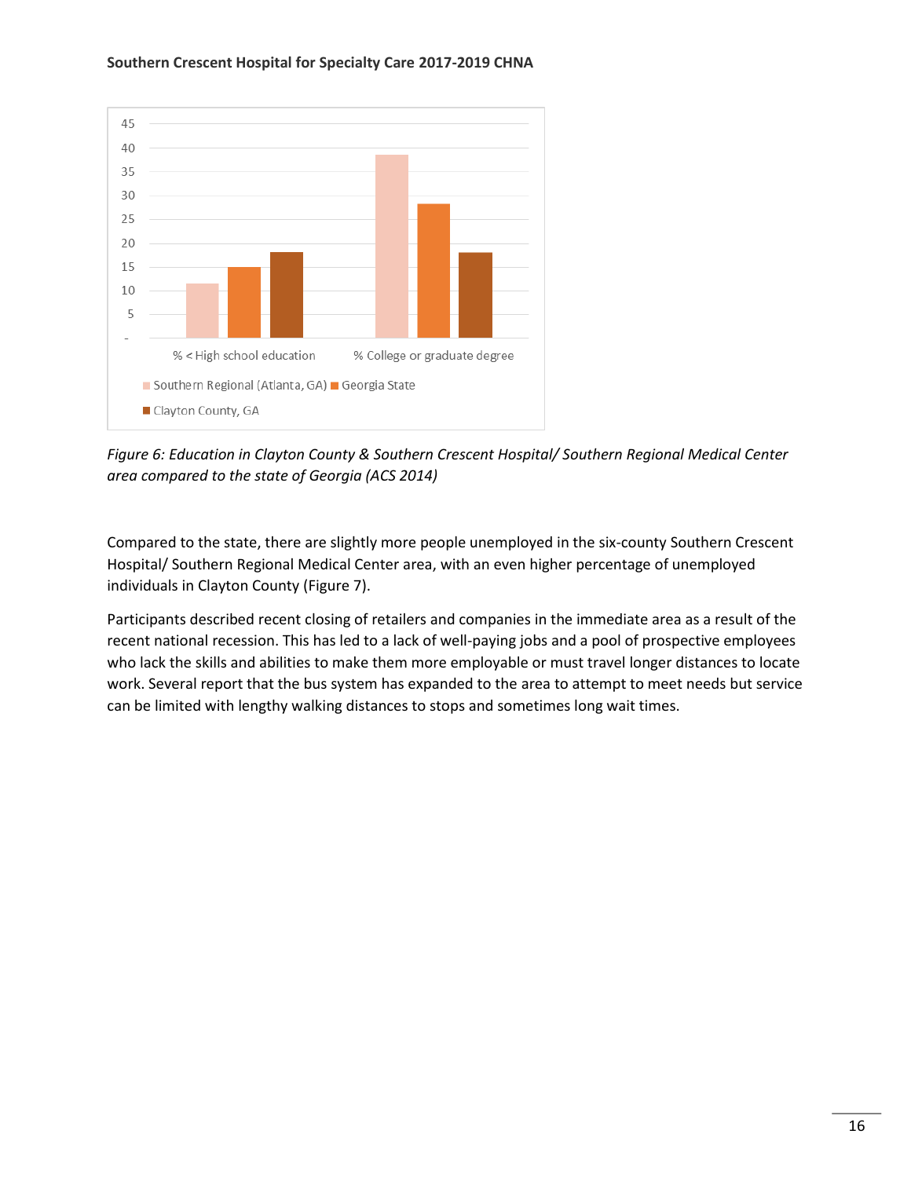*Figure 6: Education in Clayton County & Southern Crescent Hospital/ Southern Regional Medical Center area compared to the state of Georgia (ACS 2014)*

Compared to the state, there are slightly more people unemployed in the six-county Southern Crescent Hospital/ Southern Regional Medical Center area, with an even higher percentage of unemployed individuals in Clayton County (Figure 7).

Participants described recent closing of retailers and companies in the immediate area as a result of the recent national recession. This has led to a lack of well-paying jobs and a pool of prospective employees who lack the skills and abilities to make them more employable or must travel longer distances to locate work. Several report that the bus system has expanded to the area to attempt to meet needs but service can be limited with lengthy walking distances to stops and sometimes long wait times.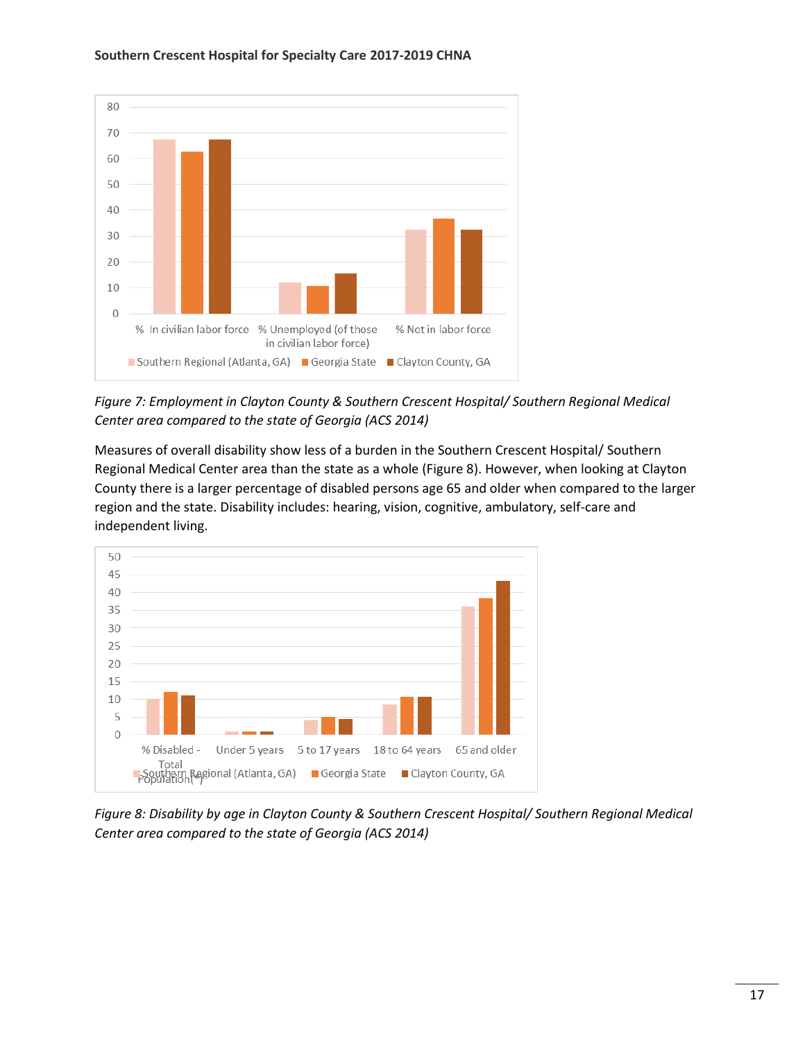Figure 7: *Employment in Clayton County & Southern Crescent Hospital/ Southern Regional Medical Center area compared to the state of Georgia (ACS 2014)*

Measures of overall disability show less of a burden in the Southern Crescent Hospital/ Southern Regional Medical Center area than the state as a whole (Figure 8). However, when looking at Clayton County there is a larger percentage of disabled persons age 65 and older when compared to the larger region and the state. Disability includes: hearing, vision, cognitive, ambulatory, self-care and independent living.

*Figure 8: Disability by age in Clayton County & Southern Crescent Hospital/ Southern Regional Medical Center area compared to the state of Georgia (ACS 2014)*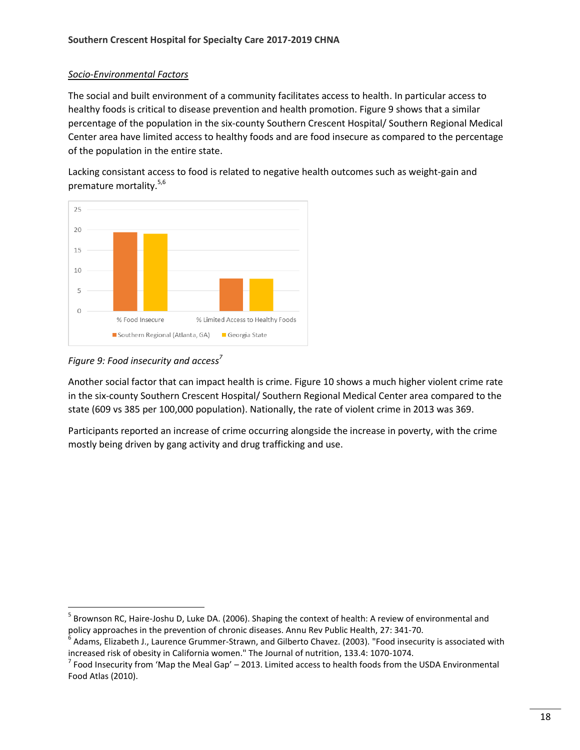### *Socio-Environmental Factors*

The social and built environment of a community facilitates access to health. In particular access to healthy foods is critical to disease prevention and health promotion. Figure 9 shows that a similar percentage of the population in the six-county Southern Crescent Hospital/ Southern Regional Medical Center area have limited access to healthy foods and are food insecure as compared to the percentage of the population in the entire state.

Lacking consistant access to food is related to negative health outcomes such as weight-gain and premature mortality.[5,6]

*Figure 9: Food insecurity and access*[7]

Another social factor that can impact health is crime. Figure 10 shows a much higher violent crime rate in the six-county Southern Crescent Hospital/ Southern Regional Medical Center area compared to the state (609 vs 385 per 100,000 population). Nationally, the rate of violent crime in 2013 was 369.

Participants reported an increase of crime occurring alongside the increase in poverty, with the crime mostly being driven by gang activity and drug trafficking and use.

---

[5] Brownson RC, Haire-Joshu D, Luke DA. (2006). Shaping the context of health: A review of environmental and policy approaches in the prevention of chronic diseases. Annu Rev Public Health, 27: 341-70.

[6] Adams, Elizabeth J., Laurence Grummer-Strawn, and Gilberto Chavez. (2003). "Food insecurity is associated with increased risk of obesity in California women." The Journal of nutrition, 133.4: 1070-1074.

[7] Food Insecurity from 'Map the Meal Gap' – 2013. Limited access to health foods from the USDA Environmental Food Atlas (2010).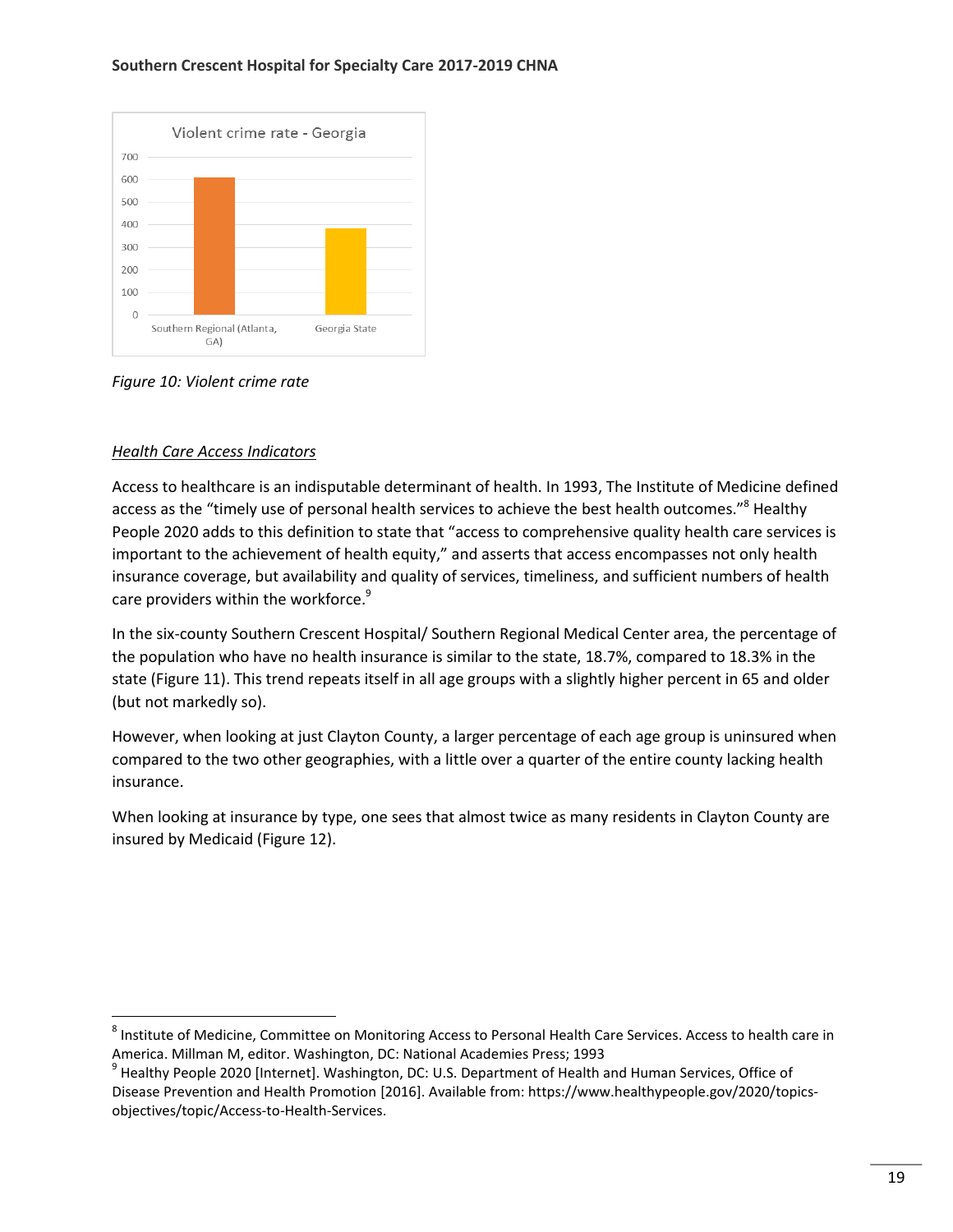Figure 10: Violent crime rate

*Health Care Access Indicators*

Access to healthcare is an indisputable determinant of health. In 1993, The Institute of Medicine defined access as the "timely use of personal health services to achieve the best health outcomes."[8] Healthy People 2020 adds to this definition to state that "access to comprehensive quality health care services is important to the achievement of health equity," and asserts that access encompasses not only health insurance coverage, but availability and quality of services, timeliness, and sufficient numbers of health care providers within the workforce.[9]

In the six-county Southern Crescent Hospital/ Southern Regional Medical Center area, the percentage of the population who have no health insurance is similar to the state, 18.7%, compared to 18.3% in the state (Figure 11). This trend repeats itself in all age groups with a slightly higher percent in 65 and older (but not markedly so).

However, when looking at just Clayton County, a larger percentage of each age group is uninsured when compared to the two other geographies, with a little over a quarter of the entire county lacking health insurance.

When looking at insurance by type, one sees that almost twice as many residents in Clayton County are insured by Medicaid (Figure 12).

---

[8] Institute of Medicine, Committee on Monitoring Access to Personal Health Care Services. Access to health care in America. Millman M, editor. Washington, DC: National Academies Press; 1993

[9] Healthy People 2020 [Internet]. Washington, DC: U.S. Department of Health and Human Services, Office of Disease Prevention and Health Promotion [2016]. Available from: https://www.healthypeople.gov/2020/topics-objectives/topic/Access-to-Health-Services.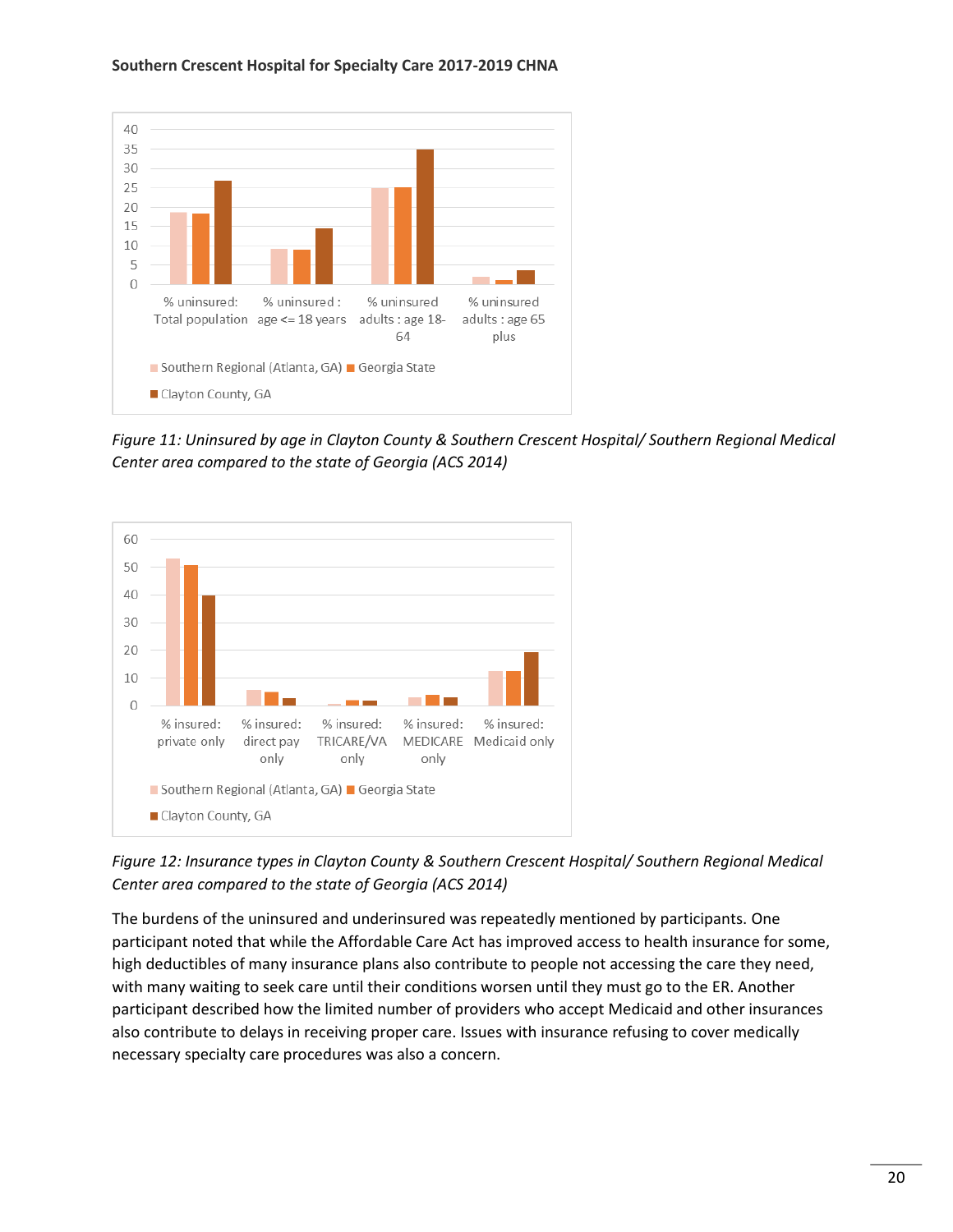Figure 11: *Uninsured by age in Clayton County & Southern Crescent Hospital/ Southern Regional Medical Center area compared to the state of Georgia (ACS 2014)*

Figure 12: *Insurance types in Clayton County & Southern Crescent Hospital/ Southern Regional Medical Center area compared to the state of Georgia (ACS 2014)*

The burdens of the uninsured and underinsured was repeatedly mentioned by participants. One participant noted that while the Affordable Care Act has improved access to health insurance for some, high deductibles of many insurance plans also contribute to people not accessing the care they need, with many waiting to seek care until their conditions worsen until they must go to the ER. Another participant described how the limited number of providers who accept Medicaid and other insurances also contribute to delays in receiving proper care. Issues with insurance refusing to cover medically necessary specialty care procedures was also a concern.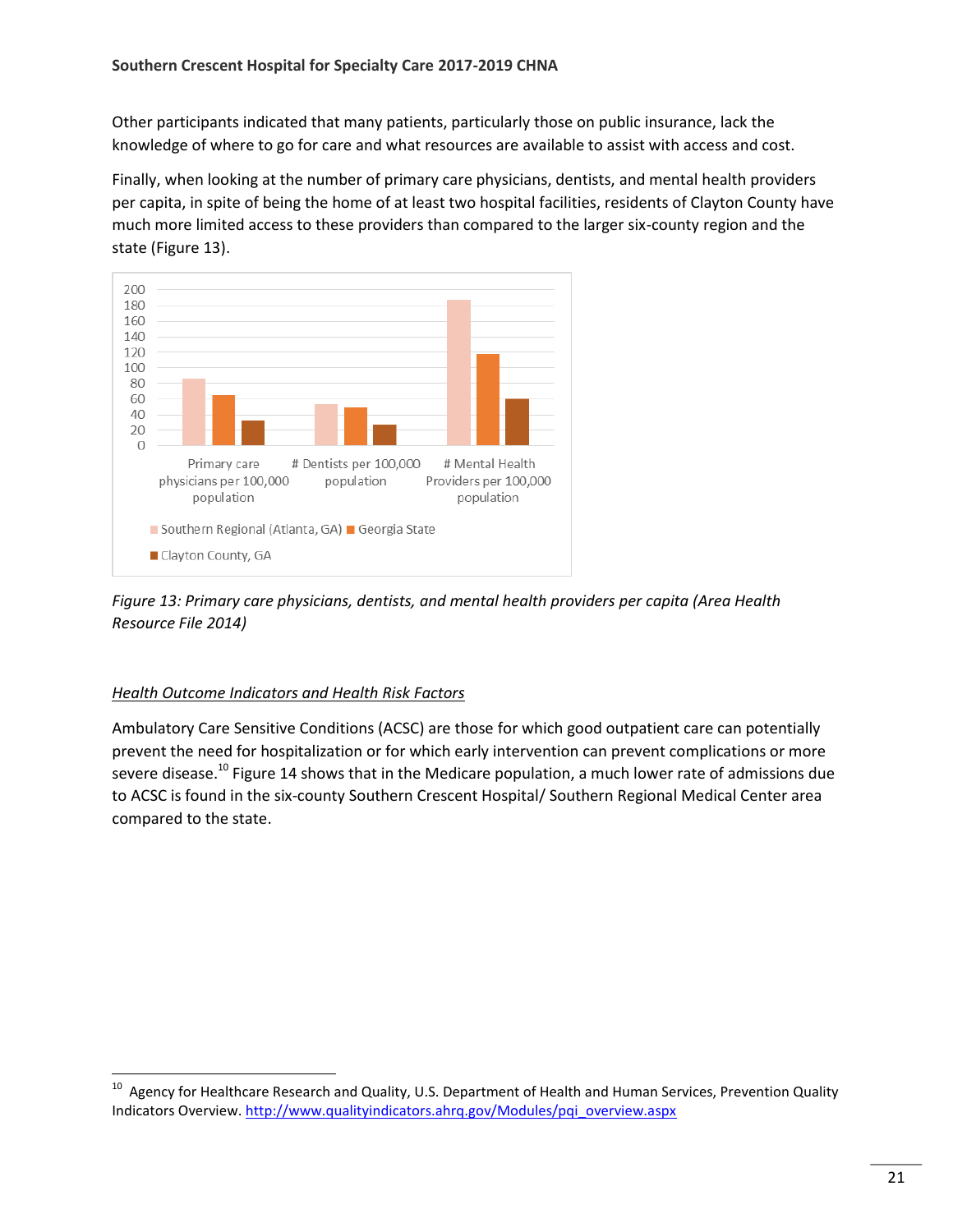Other participants indicated that many patients, particularly those on public insurance, lack the knowledge of where to go for care and what resources are available to assist with access and cost.

Finally, when looking at the number of primary care physicians, dentists, and mental health providers per capita, in spite of being the home of at least two hospital facilities, residents of Clayton County have much more limited access to these providers than compared to the larger six-county region and the state (Figure 13).

*Figure 13: Primary care physicians, dentists, and mental health providers per capita (Area Health Resource File 2014)*

#### *Health Outcome Indicators and Health Risk Factors*

Ambulatory Care Sensitive Conditions (ACSC) are those for which good outpatient care can potentially prevent the need for hospitalization or for which early intervention can prevent complications or more severe disease.[10] Figure 14 shows that in the Medicare population, a much lower rate of admissions due to ACSC is found in the six-county Southern Crescent Hospital/ Southern Regional Medical Center area compared to the state.

---

[10] Agency for Healthcare Research and Quality, U.S. Department of Health and Human Services, Prevention Quality Indicators Overview. http://www.qualityindicators.ahrq.gov/Modules/pqi_overview.aspx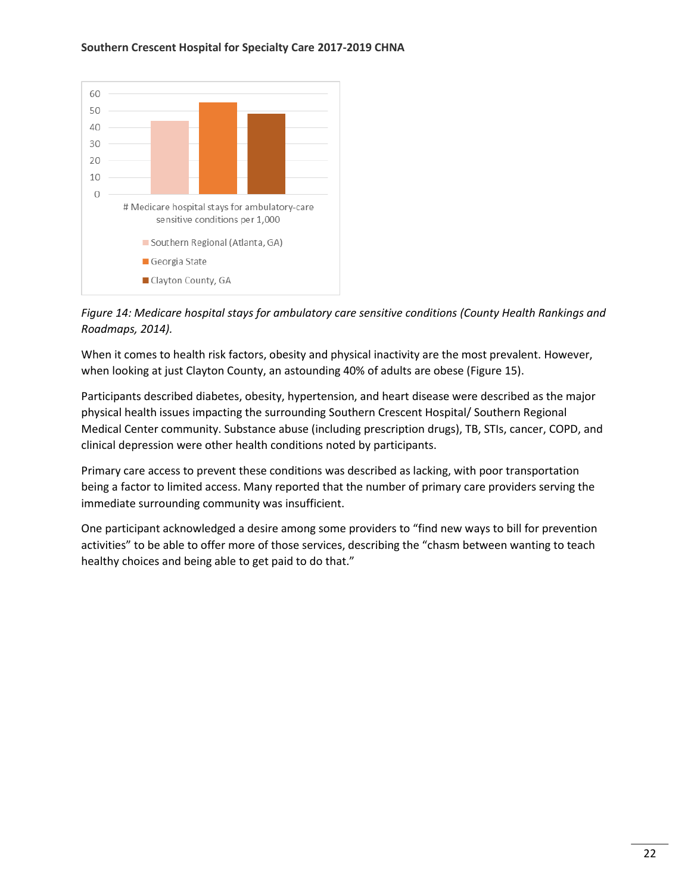*Figure 14: Medicare hospital stays for ambulatory care sensitive conditions (County Health Rankings and Roadmaps, 2014).*

When it comes to health risk factors, obesity and physical inactivity are the most prevalent. However, when looking at just Clayton County, an astounding 40% of adults are obese (Figure 15).

Participants described diabetes, obesity, hypertension, and heart disease were described as the major physical health issues impacting the surrounding Southern Crescent Hospital/ Southern Regional Medical Center community. Substance abuse (including prescription drugs), TB, STIs, cancer, COPD, and clinical depression were other health conditions noted by participants.

Primary care access to prevent these conditions was described as lacking, with poor transportation being a factor to limited access. Many reported that the number of primary care providers serving the immediate surrounding community was insufficient.

One participant acknowledged a desire among some providers to "find new ways to bill for prevention activities" to be able to offer more of those services, describing the "chasm between wanting to teach healthy choices and being able to get paid to do that."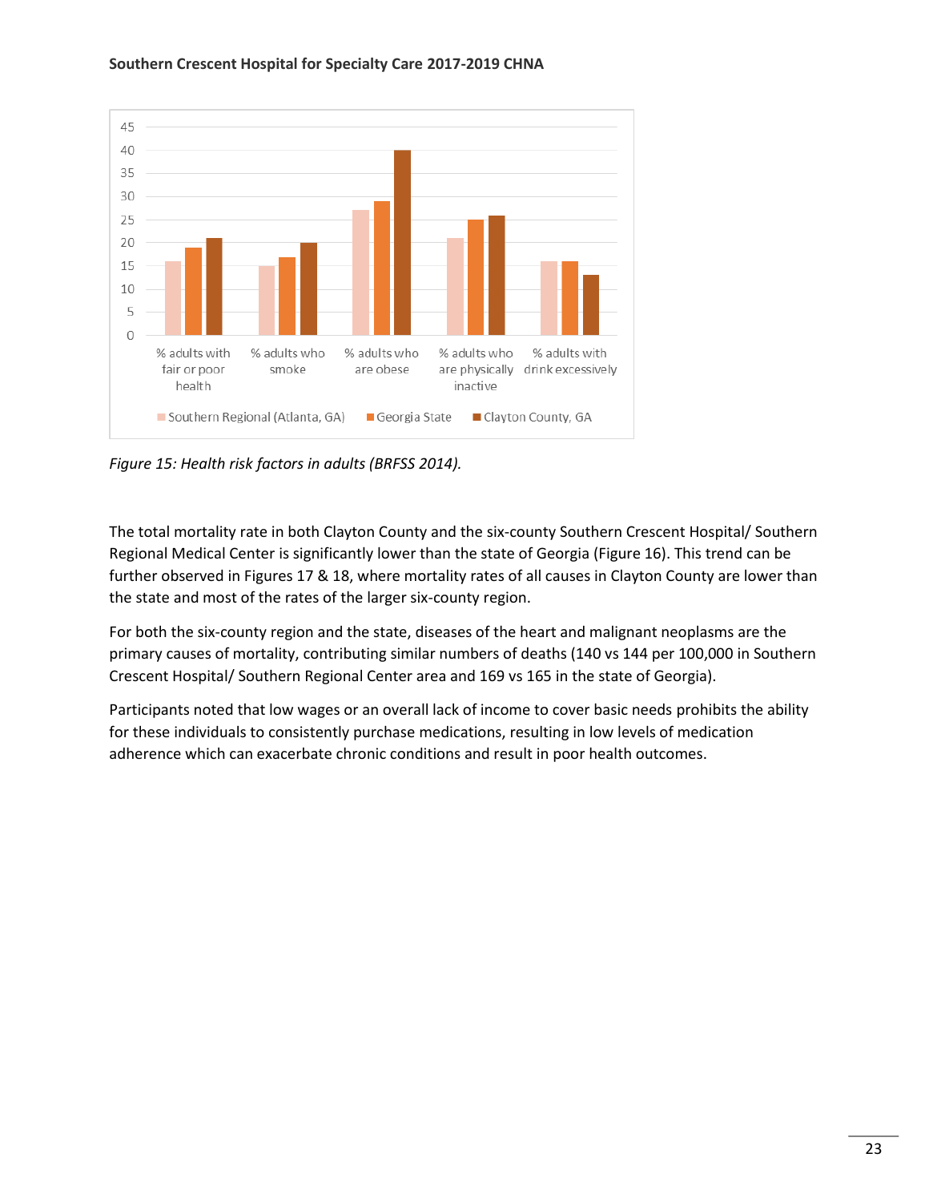Figure 15: Health risk factors in adults (BRFSS 2014).

The total mortality rate in both Clayton County and the six-county Southern Crescent Hospital/ Southern Regional Medical Center is significantly lower than the state of Georgia (Figure 16). This trend can be further observed in Figures 17 & 18, where mortality rates of all causes in Clayton County are lower than the state and most of the rates of the larger six-county region.

For both the six-county region and the state, diseases of the heart and malignant neoplasms are the primary causes of mortality, contributing similar numbers of deaths (140 vs 144 per 100,000 in Southern Crescent Hospital/ Southern Regional Center area and 169 vs 165 in the state of Georgia).

Participants noted that low wages or an overall lack of income to cover basic needs prohibits the ability for these individuals to consistently purchase medications, resulting in low levels of medication adherence which can exacerbate chronic conditions and result in poor health outcomes.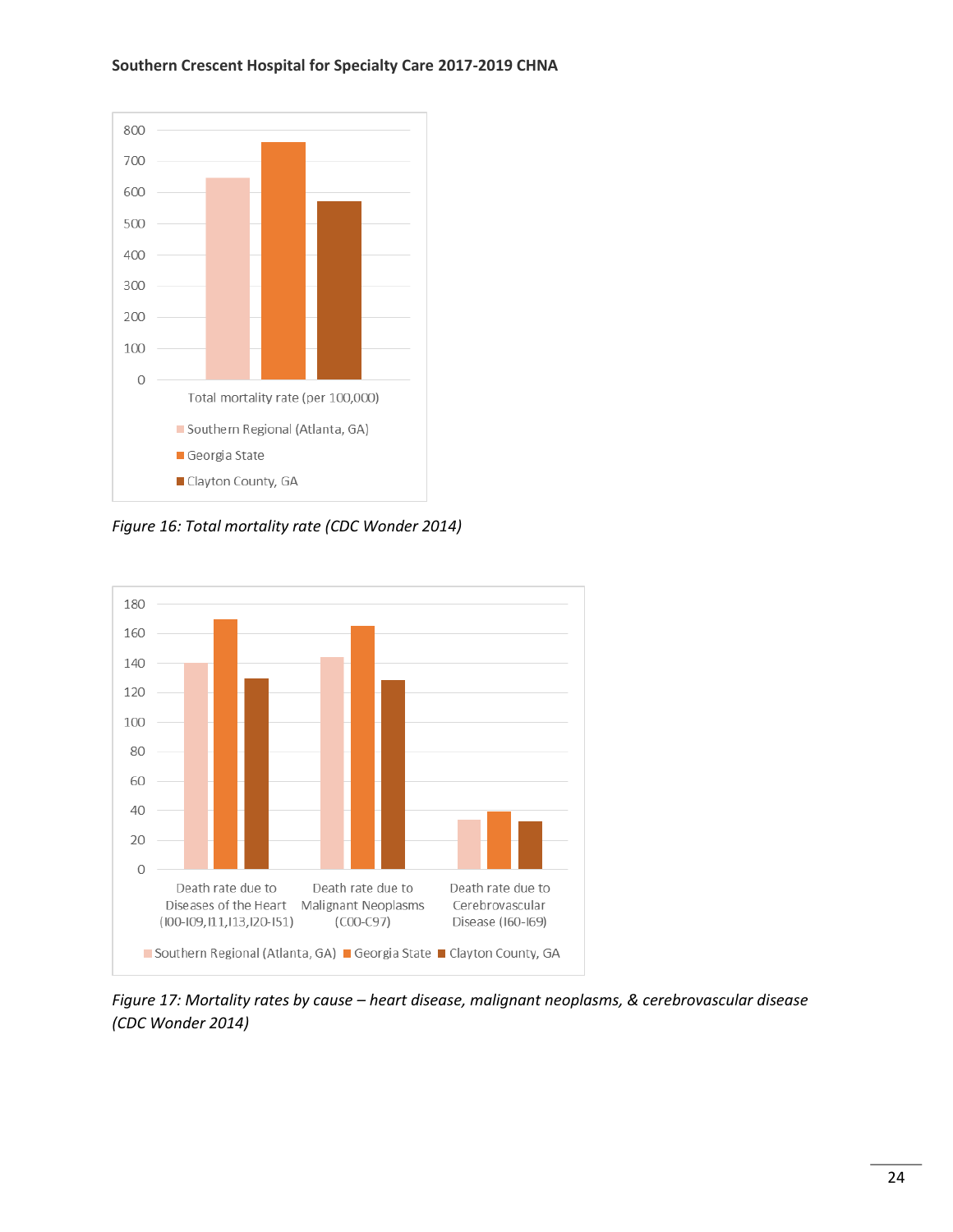800
700
600
500
400
300
200
100
0

Total mortality rate (per 100,000)

Southern Regional (Atlanta, GA)
Georgia State
Clayton County, GA

*Figure 16: Total mortality rate (CDC Wonder 2014)*

180
160
140
120
100
80
60
40
20
0

Death rate due to Diseases of the Heart (I00-I09,I11,I13,I20-I51)

Death rate due to Malignant Neoplasms (C00-C97)

Death rate due to Cerebrovascular Disease (I60-I69)

Southern Regional (Atlanta, GA) Georgia State Clayton County, GA

*Figure 17: Mortality rates by cause – heart disease, malignant neoplasms, & cerebrovascular disease (CDC Wonder 2014)*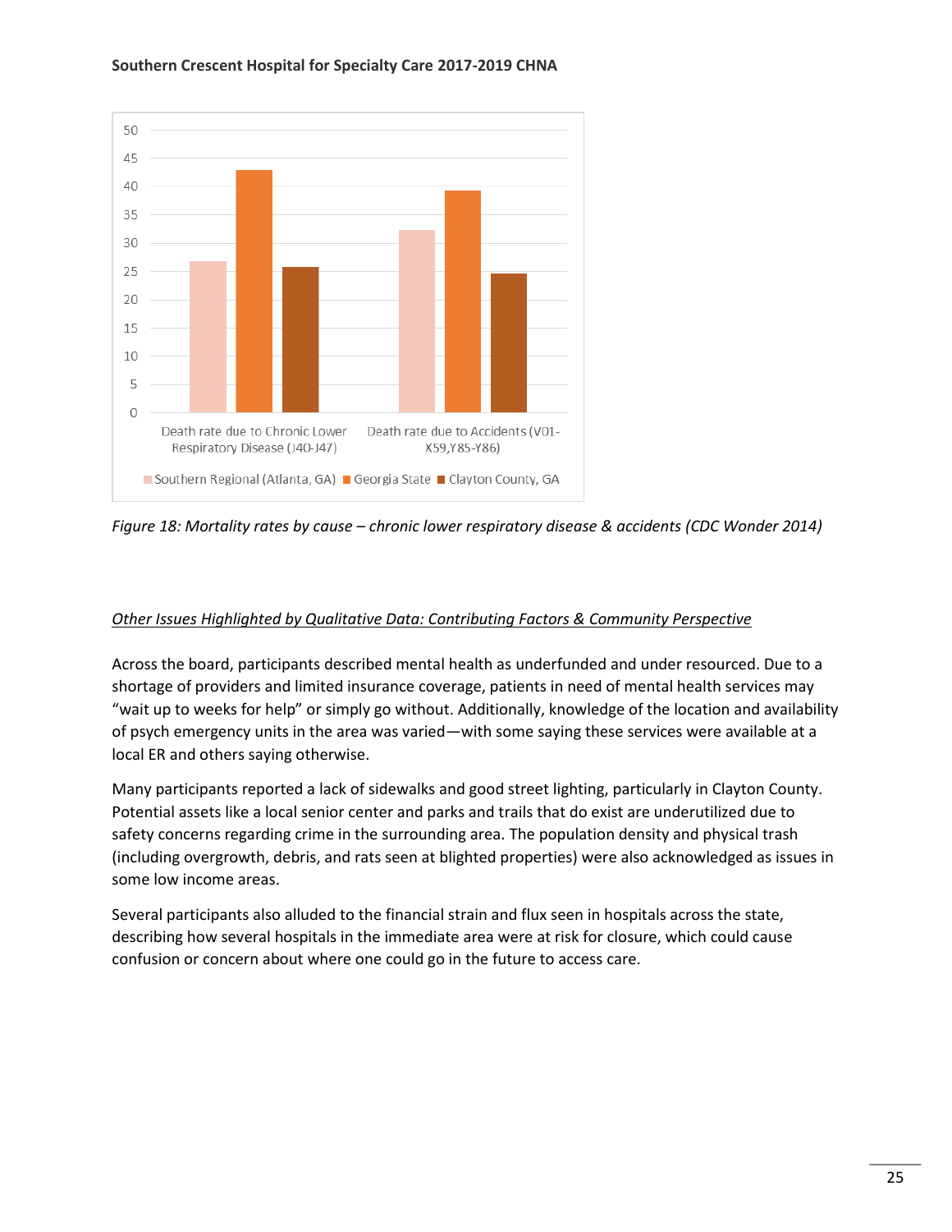Figure 18: Mortality rates by cause – chronic lower respiratory disease & accidents (CDC Wonder 2014)

*Other Issues Highlighted by Qualitative Data: Contributing Factors & Community Perspective*

Across the board, participants described mental health as underfunded and under resourced. Due to a shortage of providers and limited insurance coverage, patients in need of mental health services may "wait up to weeks for help" or simply go without. Additionally, knowledge of the location and availability of psych emergency units in the area was varied—with some saying these services were available at a local ER and others saying otherwise.

Many participants reported a lack of sidewalks and good street lighting, particularly in Clayton County. Potential assets like a local senior center and parks and trails that do exist are underutilized due to safety concerns regarding crime in the surrounding area. The population density and physical trash (including overgrowth, debris, and rats seen at blighted properties) were also acknowledged as issues in some low income areas.

Several participants also alluded to the financial strain and flux seen in hospitals across the state, describing how several hospitals in the immediate area were at risk for closure, which could cause confusion or concern about where one could go in the future to access care.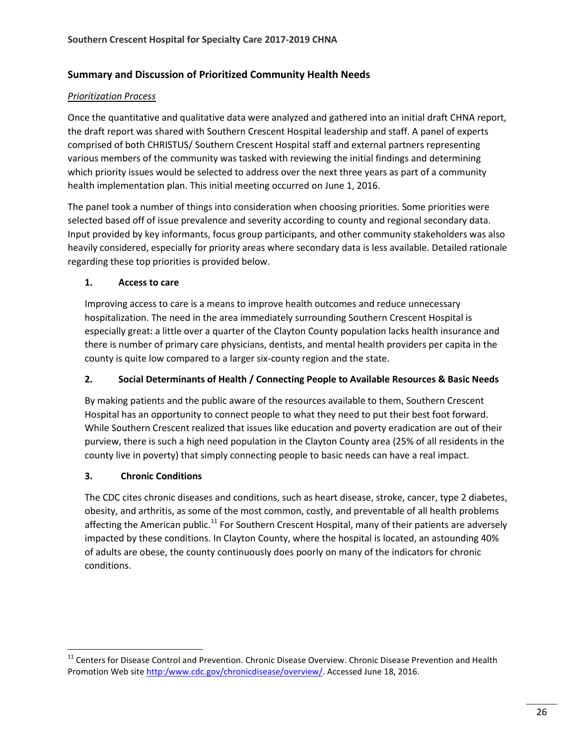## Summary and Discussion of Prioritized Community Health Needs

### *Prioritization Process*

Once the quantitative and qualitative data were analyzed and gathered into an initial draft CHNA report, the draft report was shared with Southern Crescent Hospital leadership and staff. A panel of experts comprised of both CHRISTUS/ Southern Crescent Hospital staff and external partners representing various members of the community was tasked with reviewing the initial findings and determining which priority issues would be selected to address over the next three years as part of a community health implementation plan. This initial meeting occurred on June 1, 2016.

The panel took a number of things into consideration when choosing priorities. Some priorities were selected based off of issue prevalence and severity according to county and regional secondary data. Input provided by key informants, focus group participants, and other community stakeholders was also heavily considered, especially for priority areas where secondary data is less available. Detailed rationale regarding these top priorities is provided below.

1. **Access to care**

   Improving access to care is a means to improve health outcomes and reduce unnecessary hospitalization. The need in the area immediately surrounding Southern Crescent Hospital is especially great: a little over a quarter of the Clayton County population lacks health insurance and there is number of primary care physicians, dentists, and mental health providers per capita in the county is quite low compared to a larger six-county region and the state.

2. **Social Determinants of Health / Connecting People to Available Resources & Basic Needs**

   By making patients and the public aware of the resources available to them, Southern Crescent Hospital has an opportunity to connect people to what they need to put their best foot forward. While Southern Crescent realized that issues like education and poverty eradication are out of their purview, there is such a high need population in the Clayton County area (25% of all residents in the county live in poverty) that simply connecting people to basic needs can have a real impact.

3. **Chronic Conditions**

   The CDC cites chronic diseases and conditions, such as heart disease, stroke, cancer, type 2 diabetes, obesity, and arthritis, as some of the most common, costly, and preventable of all health problems affecting the American public.[11] For Southern Crescent Hospital, many of their patients are adversely impacted by these conditions. In Clayton County, where the hospital is located, an astounding 40% of adults are obese, the county continuously does poorly on many of the indicators for chronic conditions.

---

[11] Centers for Disease Control and Prevention. Chronic Disease Overview. Chronic Disease Prevention and Health Promotion Web site http:/www.cdc.gov/chronicdisease/overview/. Accessed June 18, 2016.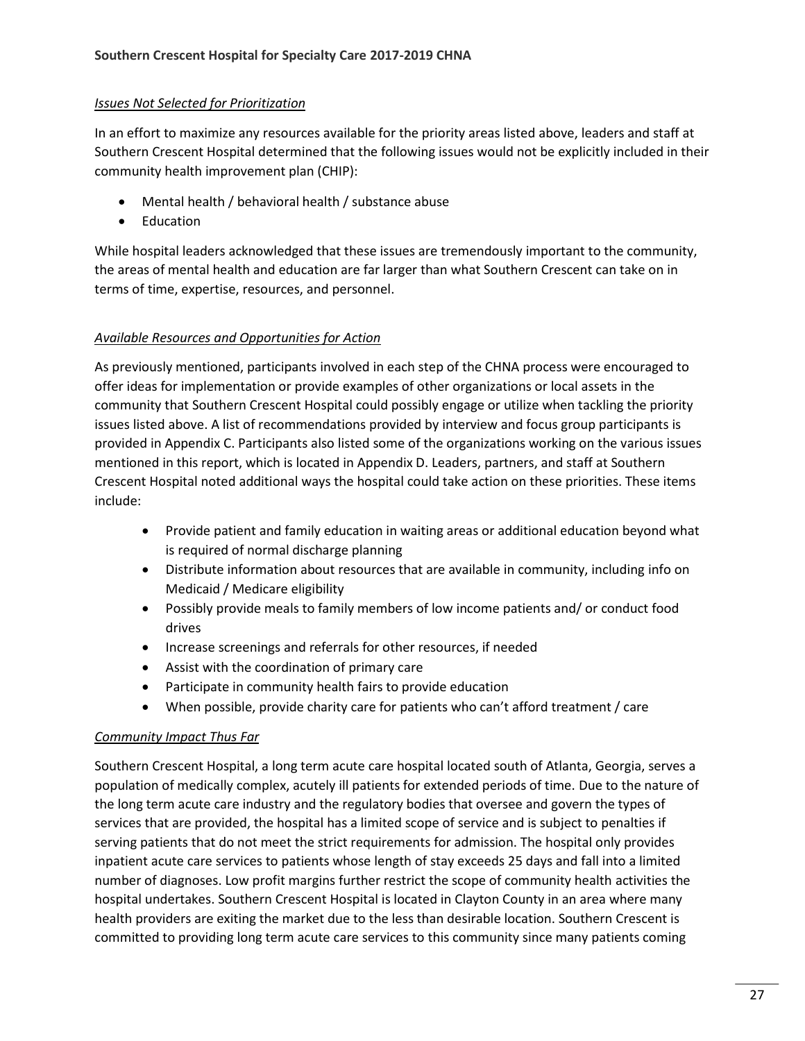### *Issues Not Selected for Prioritization*

In an effort to maximize any resources available for the priority areas listed above, leaders and staff at Southern Crescent Hospital determined that the following issues would not be explicitly included in their community health improvement plan (CHIP):

- Mental health / behavioral health / substance abuse
- Education

While hospital leaders acknowledged that these issues are tremendously important to the community, the areas of mental health and education are far larger than what Southern Crescent can take on in terms of time, expertise, resources, and personnel.

### *Available Resources and Opportunities for Action*

As previously mentioned, participants involved in each step of the CHNA process were encouraged to offer ideas for implementation or provide examples of other organizations or local assets in the community that Southern Crescent Hospital could possibly engage or utilize when tackling the priority issues listed above. A list of recommendations provided by interview and focus group participants is provided in Appendix C. Participants also listed some of the organizations working on the various issues mentioned in this report, which is located in Appendix D. Leaders, partners, and staff at Southern Crescent Hospital noted additional ways the hospital could take action on these priorities. These items include:

- Provide patient and family education in waiting areas or additional education beyond what is required of normal discharge planning
- Distribute information about resources that are available in community, including info on Medicaid / Medicare eligibility
- Possibly provide meals to family members of low income patients and/ or conduct food drives
- Increase screenings and referrals for other resources, if needed
- Assist with the coordination of primary care
- Participate in community health fairs to provide education
- When possible, provide charity care for patients who can't afford treatment / care

### *Community Impact Thus Far*

Southern Crescent Hospital, a long term acute care hospital located south of Atlanta, Georgia, serves a population of medically complex, acutely ill patients for extended periods of time. Due to the nature of the long term acute care industry and the regulatory bodies that oversee and govern the types of services that are provided, the hospital has a limited scope of service and is subject to penalties if serving patients that do not meet the strict requirements for admission. The hospital only provides inpatient acute care services to patients whose length of stay exceeds 25 days and fall into a limited number of diagnoses. Low profit margins further restrict the scope of community health activities the hospital undertakes. Southern Crescent Hospital is located in Clayton County in an area where many health providers are exiting the market due to the less than desirable location. Southern Crescent is committed to providing long term acute care services to this community since many patients coming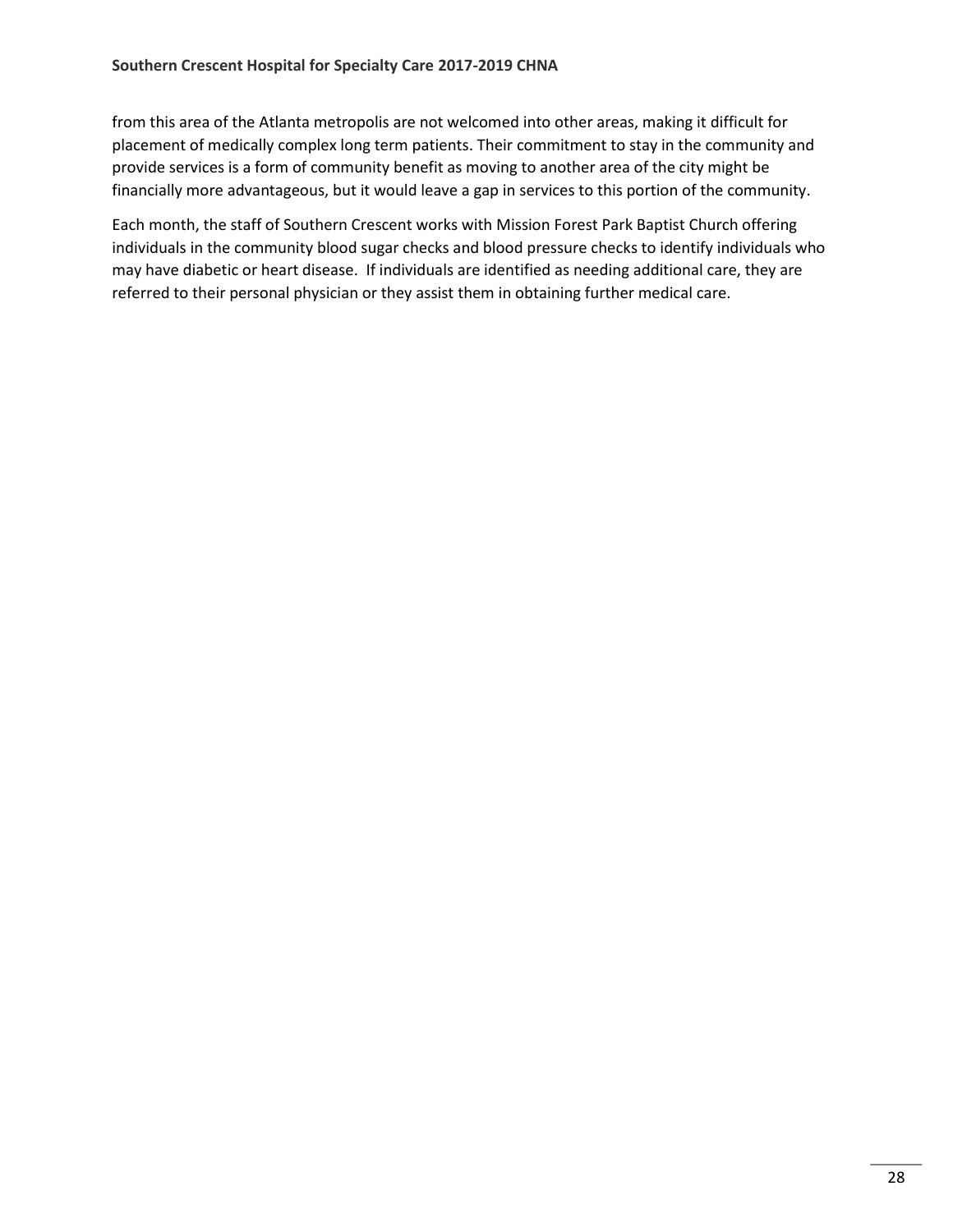from this area of the Atlanta metropolis are not welcomed into other areas, making it difficult for placement of medically complex long term patients. Their commitment to stay in the community and provide services is a form of community benefit as moving to another area of the city might be financially more advantageous, but it would leave a gap in services to this portion of the community.

Each month, the staff of Southern Crescent works with Mission Forest Park Baptist Church offering individuals in the community blood sugar checks and blood pressure checks to identify individuals who may have diabetic or heart disease. If individuals are identified as needing additional care, they are referred to their personal physician or they assist them in obtaining further medical care.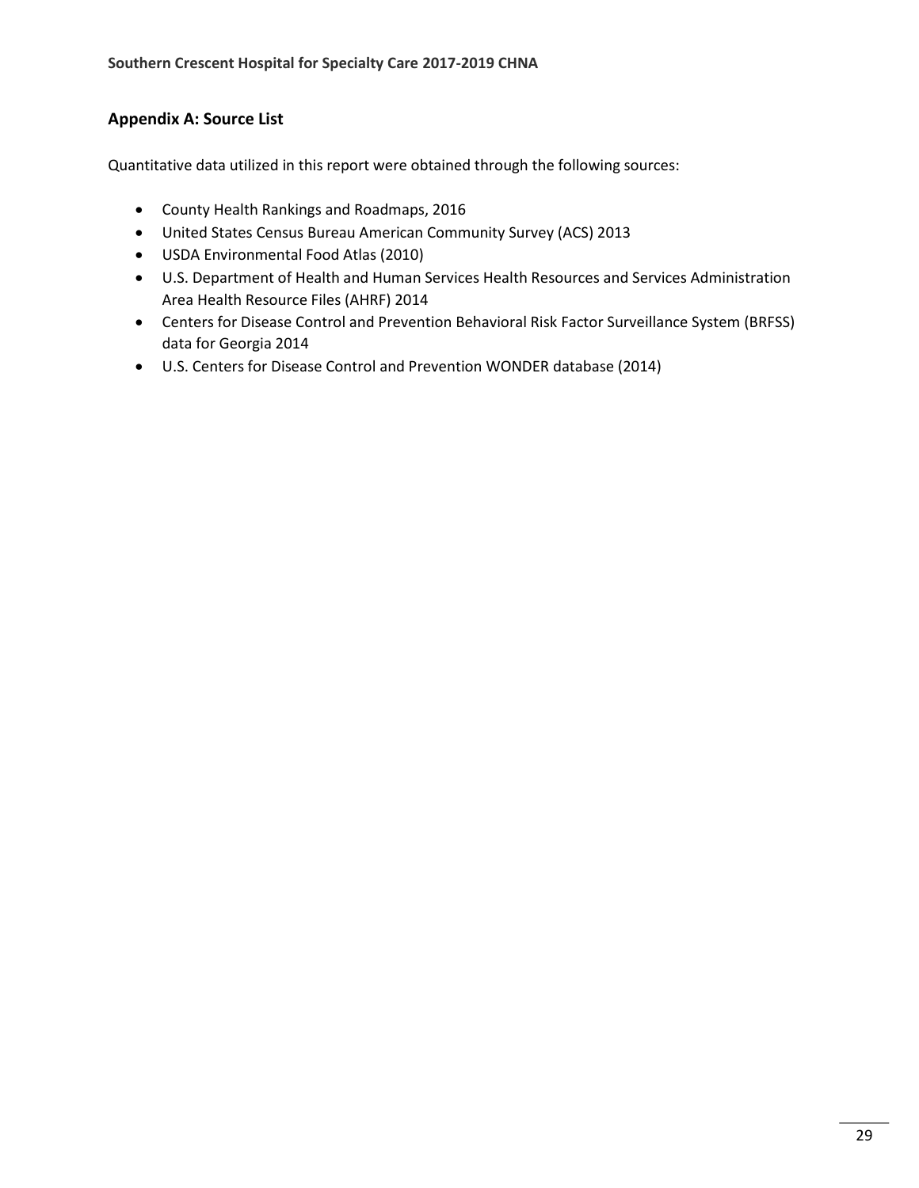## Appendix A: Source List

Quantitative data utilized in this report were obtained through the following sources:

- County Health Rankings and Roadmaps, 2016
- United States Census Bureau American Community Survey (ACS) 2013
- USDA Environmental Food Atlas (2010)
- U.S. Department of Health and Human Services Health Resources and Services Administration Area Health Resource Files (AHRF) 2014
- Centers for Disease Control and Prevention Behavioral Risk Factor Surveillance System (BRFSS) data for Georgia 2014
- U.S. Centers for Disease Control and Prevention WONDER database (2014)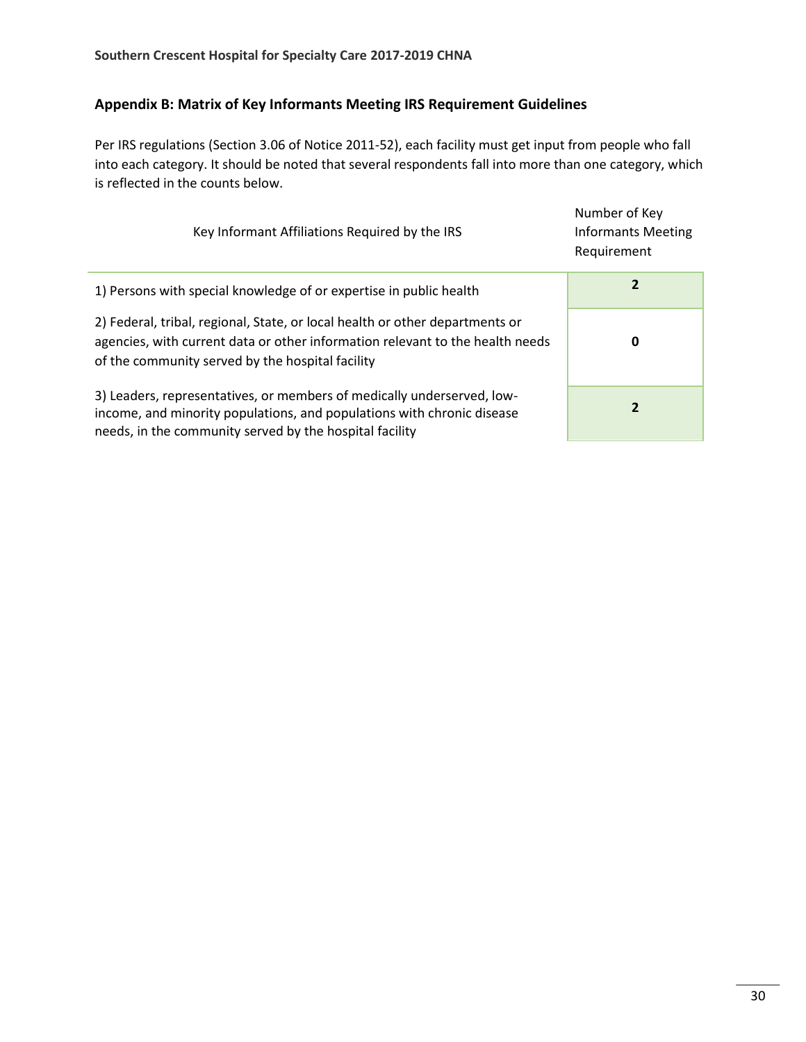## Appendix B: Matrix of Key Informants Meeting IRS Requirement Guidelines

Per IRS regulations (Section 3.06 of Notice 2011-52), each facility must get input from people who fall into each category. It should be noted that several respondents fall into more than one category, which is reflected in the counts below.

| Key Informant Affiliations Required by the IRS | Number of Key Informants Meeting Requirement |
| --- | --- |
| 1) Persons with special knowledge of or expertise in public health | **2** |
| 2) Federal, tribal, regional, State, or local health or other departments or agencies, with current data or other information relevant to the health needs of the community served by the hospital facility | **0** |
| 3) Leaders, representatives, or members of medically underserved, low-income, and minority populations, and populations with chronic disease needs, in the community served by the hospital facility | **2** |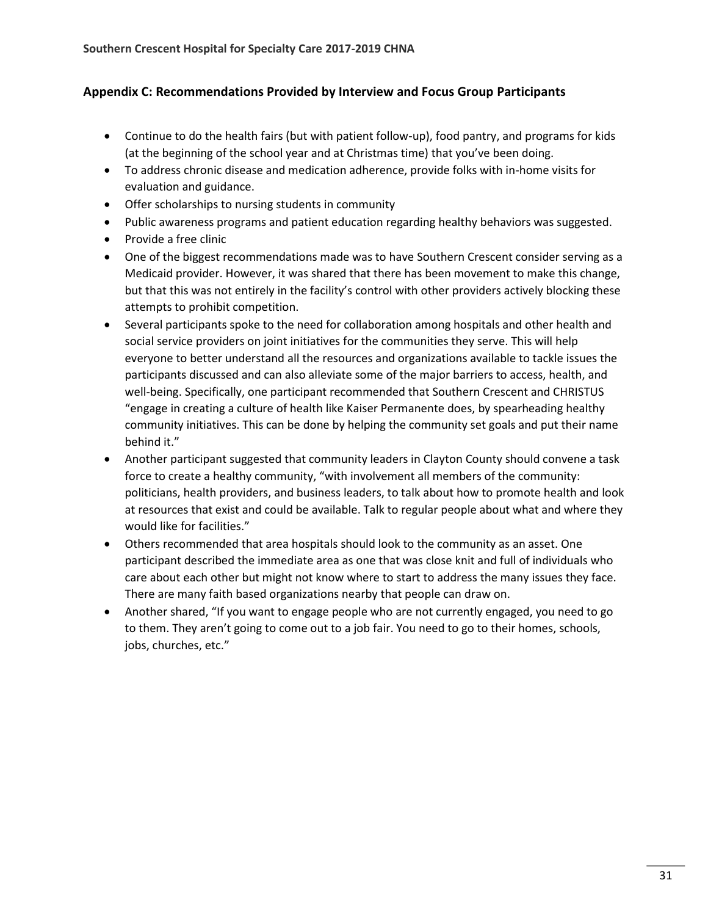## Appendix C: Recommendations Provided by Interview and Focus Group Participants

- Continue to do the health fairs (but with patient follow-up), food pantry, and programs for kids (at the beginning of the school year and at Christmas time) that you've been doing.
- To address chronic disease and medication adherence, provide folks with in-home visits for evaluation and guidance.
- Offer scholarships to nursing students in community
- Public awareness programs and patient education regarding healthy behaviors was suggested.
- Provide a free clinic
- One of the biggest recommendations made was to have Southern Crescent consider serving as a Medicaid provider. However, it was shared that there has been movement to make this change, but that this was not entirely in the facility's control with other providers actively blocking these attempts to prohibit competition.
- Several participants spoke to the need for collaboration among hospitals and other health and social service providers on joint initiatives for the communities they serve. This will help everyone to better understand all the resources and organizations available to tackle issues the participants discussed and can also alleviate some of the major barriers to access, health, and well-being. Specifically, one participant recommended that Southern Crescent and CHRISTUS "engage in creating a culture of health like Kaiser Permanente does, by spearheading healthy community initiatives. This can be done by helping the community set goals and put their name behind it."
- Another participant suggested that community leaders in Clayton County should convene a task force to create a healthy community, "with involvement all members of the community: politicians, health providers, and business leaders, to talk about how to promote health and look at resources that exist and could be available. Talk to regular people about what and where they would like for facilities."
- Others recommended that area hospitals should look to the community as an asset. One participant described the immediate area as one that was close knit and full of individuals who care about each other but might not know where to start to address the many issues they face. There are many faith based organizations nearby that people can draw on.
- Another shared, "If you want to engage people who are not currently engaged, you need to go to them. They aren't going to come out to a job fair. You need to go to their homes, schools, jobs, churches, etc."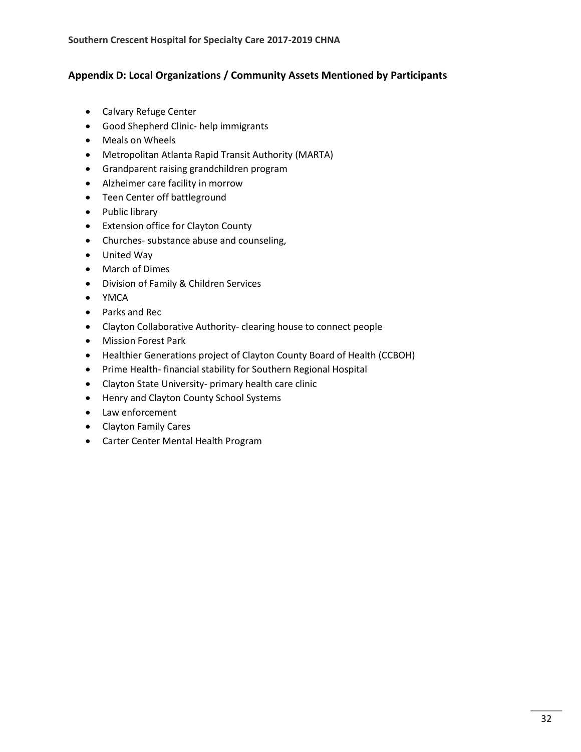## Appendix D: Local Organizations / Community Assets Mentioned by Participants

- Calvary Refuge Center
- Good Shepherd Clinic- help immigrants
- Meals on Wheels
- Metropolitan Atlanta Rapid Transit Authority (MARTA)
- Grandparent raising grandchildren program
- Alzheimer care facility in morrow
- Teen Center off battleground
- Public library
- Extension office for Clayton County
- Churches- substance abuse and counseling,
- United Way
- March of Dimes
- Division of Family & Children Services
- YMCA
- Parks and Rec
- Clayton Collaborative Authority- clearing house to connect people
- Mission Forest Park
- Healthier Generations project of Clayton County Board of Health (CCBOH)
- Prime Health- financial stability for Southern Regional Hospital
- Clayton State University- primary health care clinic
- Henry and Clayton County School Systems
- Law enforcement
- Clayton Family Cares
- Carter Center Mental Health Program